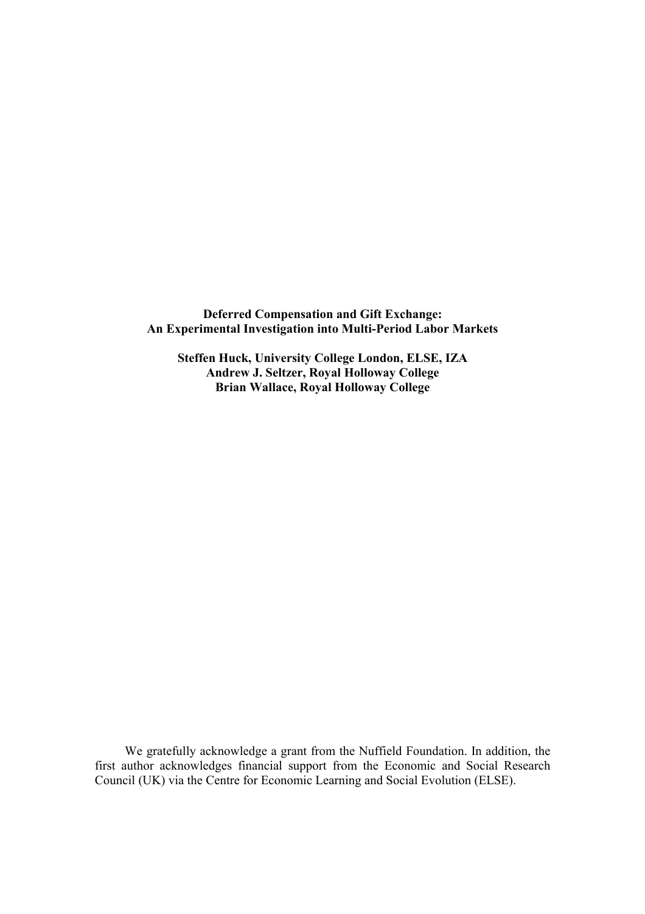# Deferred Compensation and Gift Exchange:
# An Experimental Investigation into Multi-Period Labor Markets

**Steffen Huck, University College London, ELSE, IZA**
**Andrew J. Seltzer, Royal Holloway College**
**Brian Wallace, Royal Holloway College**

We gratefully acknowledge a grant from the Nuffield Foundation. In addition, the first author acknowledges financial support from the Economic and Social Research Council (UK) via the Centre for Economic Learning and Social Evolution (ELSE).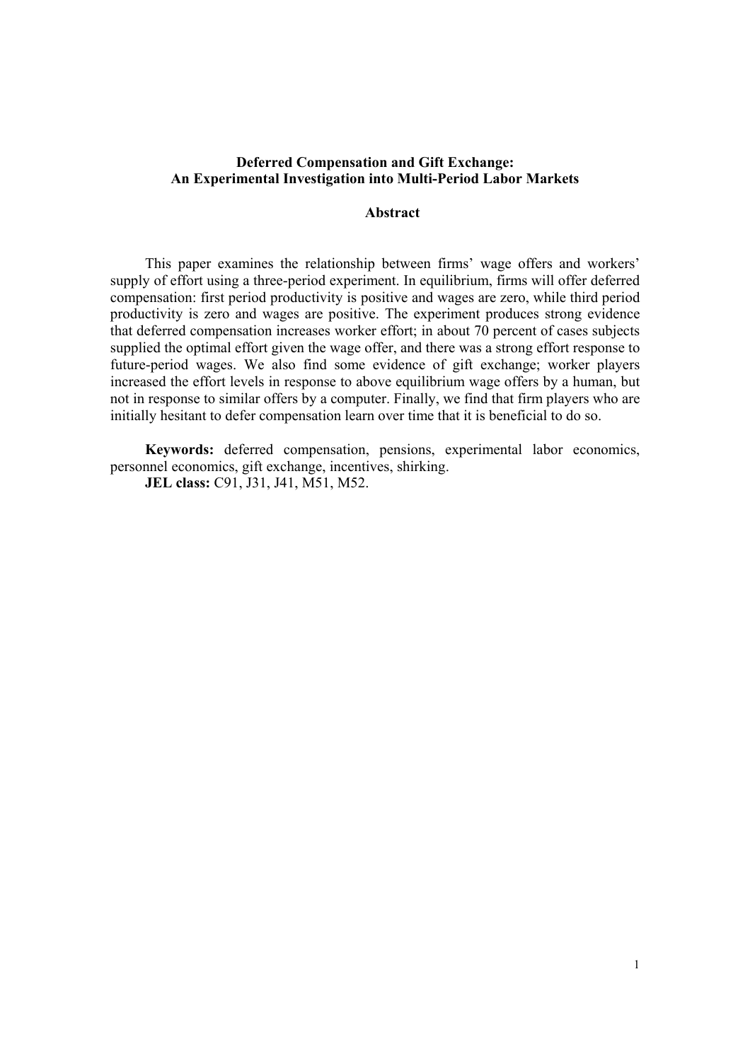**Deferred Compensation and Gift Exchange:**
**An Experimental Investigation into Multi-Period Labor Markets**

**Abstract**

This paper examines the relationship between firms' wage offers and workers' supply of effort using a three-period experiment. In equilibrium, firms will offer deferred compensation: first period productivity is positive and wages are zero, while third period productivity is zero and wages are positive. The experiment produces strong evidence that deferred compensation increases worker effort; in about 70 percent of cases subjects supplied the optimal effort given the wage offer, and there was a strong effort response to future-period wages. We also find some evidence of gift exchange; worker players increased the effort levels in response to above equilibrium wage offers by a human, but not in response to similar offers by a computer. Finally, we find that firm players who are initially hesitant to defer compensation learn over time that it is beneficial to do so.

**Keywords:** deferred compensation, pensions, experimental labor economics, personnel economics, gift exchange, incentives, shirking.

**JEL class:** C91, J31, J41, M51, M52.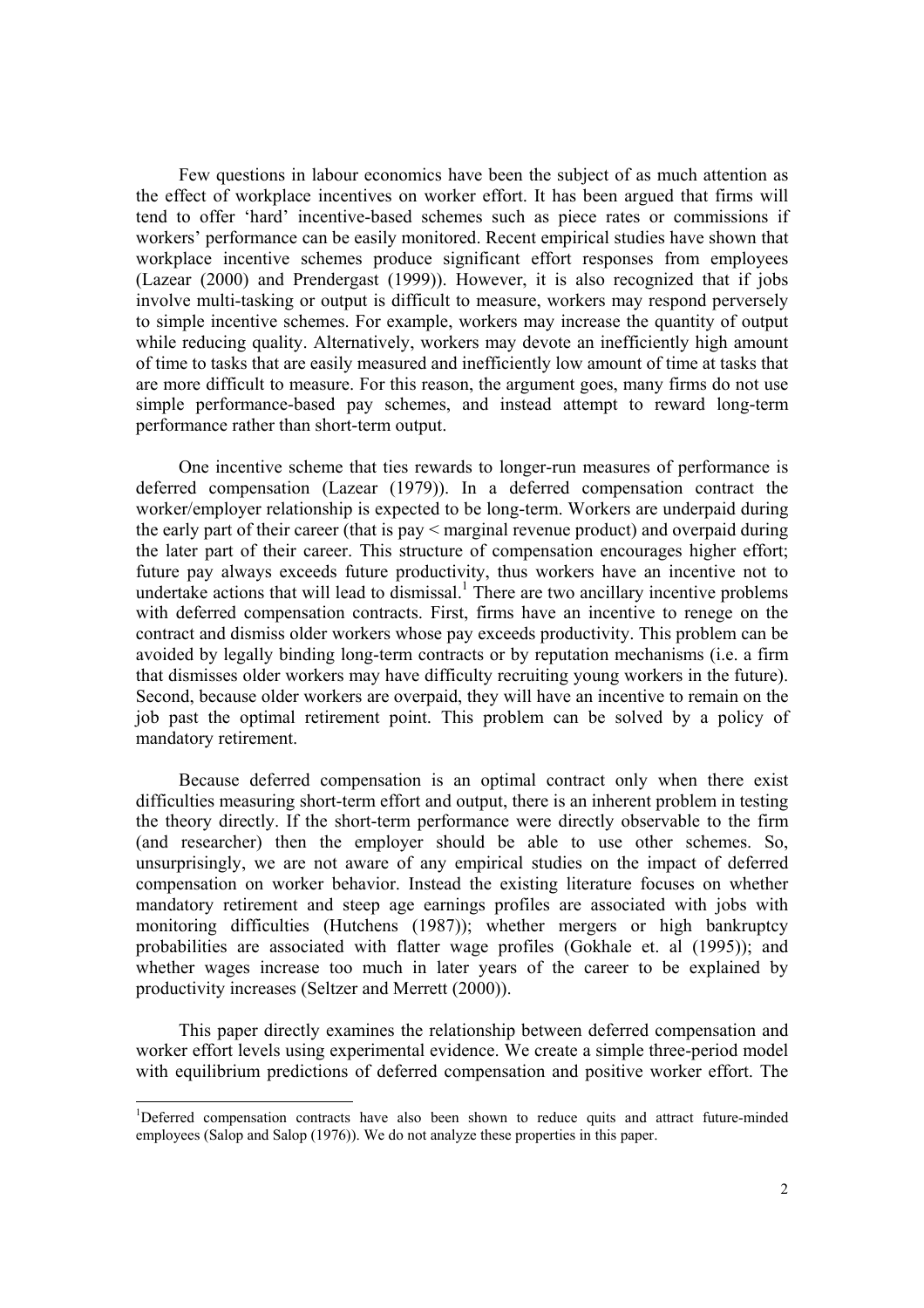Few questions in labour economics have been the subject of as much attention as the effect of workplace incentives on worker effort. It has been argued that firms will tend to offer 'hard' incentive-based schemes such as piece rates or commissions if workers' performance can be easily monitored. Recent empirical studies have shown that workplace incentive schemes produce significant effort responses from employees (Lazear (2000) and Prendergast (1999)). However, it is also recognized that if jobs involve multi-tasking or output is difficult to measure, workers may respond perversely to simple incentive schemes. For example, workers may increase the quantity of output while reducing quality. Alternatively, workers may devote an inefficiently high amount of time to tasks that are easily measured and inefficiently low amount of time at tasks that are more difficult to measure. For this reason, the argument goes, many firms do not use simple performance-based pay schemes, and instead attempt to reward long-term performance rather than short-term output.

One incentive scheme that ties rewards to longer-run measures of performance is deferred compensation (Lazear (1979)). In a deferred compensation contract the worker/employer relationship is expected to be long-term. Workers are underpaid during the early part of their career (that is pay < marginal revenue product) and overpaid during the later part of their career. This structure of compensation encourages higher effort; future pay always exceeds future productivity, thus workers have an incentive not to undertake actions that will lead to dismissal.[1] There are two ancillary incentive problems with deferred compensation contracts. First, firms have an incentive to renege on the contract and dismiss older workers whose pay exceeds productivity. This problem can be avoided by legally binding long-term contracts or by reputation mechanisms (i.e. a firm that dismisses older workers may have difficulty recruiting young workers in the future). Second, because older workers are overpaid, they will have an incentive to remain on the job past the optimal retirement point. This problem can be solved by a policy of mandatory retirement.

Because deferred compensation is an optimal contract only when there exist difficulties measuring short-term effort and output, there is an inherent problem in testing the theory directly. If the short-term performance were directly observable to the firm (and researcher) then the employer should be able to use other schemes. So, unsurprisingly, we are not aware of any empirical studies on the impact of deferred compensation on worker behavior. Instead the existing literature focuses on whether mandatory retirement and steep age earnings profiles are associated with jobs with monitoring difficulties (Hutchens (1987)); whether mergers or high bankruptcy probabilities are associated with flatter wage profiles (Gokhale et. al (1995)); and whether wages increase too much in later years of the career to be explained by productivity increases (Seltzer and Merrett (2000)).

This paper directly examines the relationship between deferred compensation and worker effort levels using experimental evidence. We create a simple three-period model with equilibrium predictions of deferred compensation and positive worker effort. The

[1] Deferred compensation contracts have also been shown to reduce quits and attract future-minded employees (Salop and Salop (1976)). We do not analyze these properties in this paper.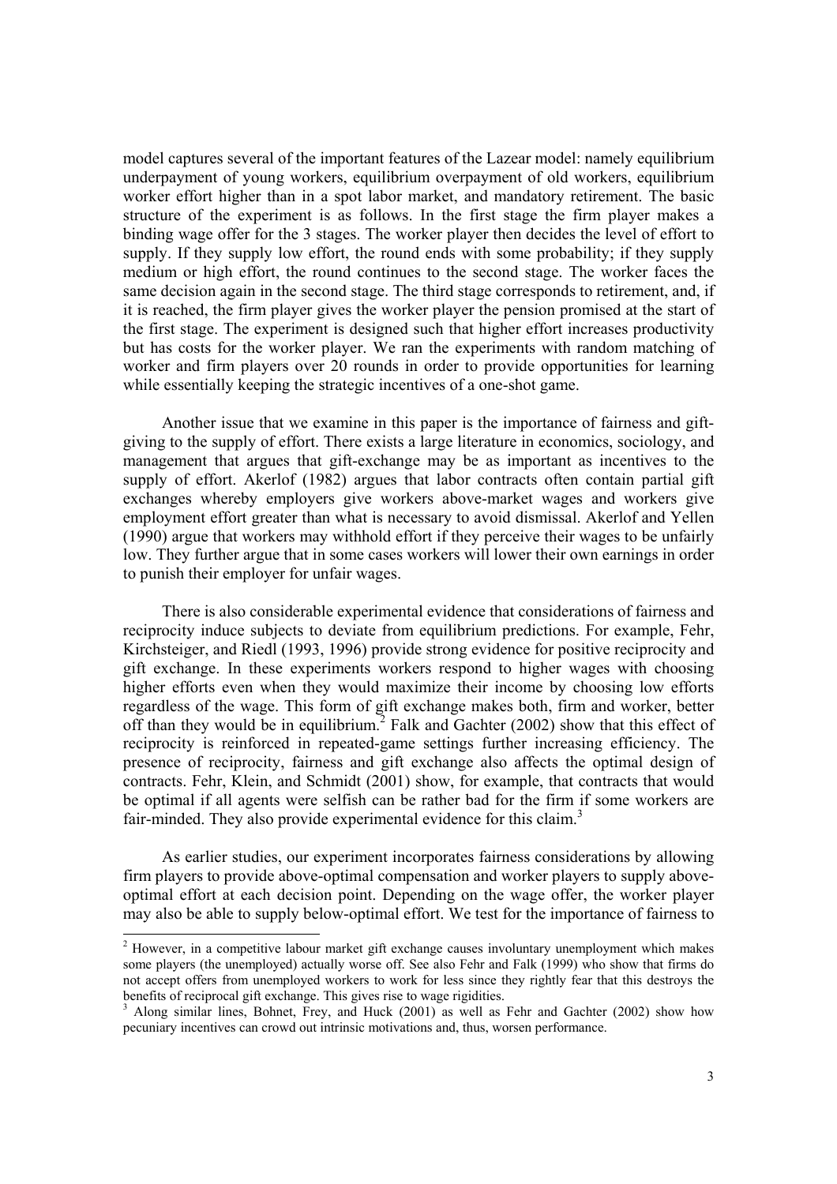model captures several of the important features of the Lazear model: namely equilibrium underpayment of young workers, equilibrium overpayment of old workers, equilibrium worker effort higher than in a spot labor market, and mandatory retirement. The basic structure of the experiment is as follows. In the first stage the firm player makes a binding wage offer for the 3 stages. The worker player then decides the level of effort to supply. If they supply low effort, the round ends with some probability; if they supply medium or high effort, the round continues to the second stage. The worker faces the same decision again in the second stage. The third stage corresponds to retirement, and, if it is reached, the firm player gives the worker player the pension promised at the start of the first stage. The experiment is designed such that higher effort increases productivity but has costs for the worker player. We ran the experiments with random matching of worker and firm players over 20 rounds in order to provide opportunities for learning while essentially keeping the strategic incentives of a one-shot game.

Another issue that we examine in this paper is the importance of fairness and gift-giving to the supply of effort. There exists a large literature in economics, sociology, and management that argues that gift-exchange may be as important as incentives to the supply of effort. Akerlof (1982) argues that labor contracts often contain partial gift exchanges whereby employers give workers above-market wages and workers give employment effort greater than what is necessary to avoid dismissal. Akerlof and Yellen (1990) argue that workers may withhold effort if they perceive their wages to be unfairly low. They further argue that in some cases workers will lower their own earnings in order to punish their employer for unfair wages.

There is also considerable experimental evidence that considerations of fairness and reciprocity induce subjects to deviate from equilibrium predictions. For example, Fehr, Kirchsteiger, and Riedl (1993, 1996) provide strong evidence for positive reciprocity and gift exchange. In these experiments workers respond to higher wages with choosing higher efforts even when they would maximize their income by choosing low efforts regardless of the wage. This form of gift exchange makes both, firm and worker, better off than they would be in equilibrium.[2] Falk and Gachter (2002) show that this effect of reciprocity is reinforced in repeated-game settings further increasing efficiency. The presence of reciprocity, fairness and gift exchange also affects the optimal design of contracts. Fehr, Klein, and Schmidt (2001) show, for example, that contracts that would be optimal if all agents were selfish can be rather bad for the firm if some workers are fair-minded. They also provide experimental evidence for this claim.[3]

As earlier studies, our experiment incorporates fairness considerations by allowing firm players to provide above-optimal compensation and worker players to supply above-optimal effort at each decision point. Depending on the wage offer, the worker player may also be able to supply below-optimal effort. We test for the importance of fairness to

---

[2] However, in a competitive labour market gift exchange causes involuntary unemployment which makes some players (the unemployed) actually worse off. See also Fehr and Falk (1999) who show that firms do not accept offers from unemployed workers to work for less since they rightly fear that this destroys the benefits of reciprocal gift exchange. This gives rise to wage rigidities.

[3] Along similar lines, Bohnet, Frey, and Huck (2001) as well as Fehr and Gachter (2002) show how pecuniary incentives can crowd out intrinsic motivations and, thus, worsen performance.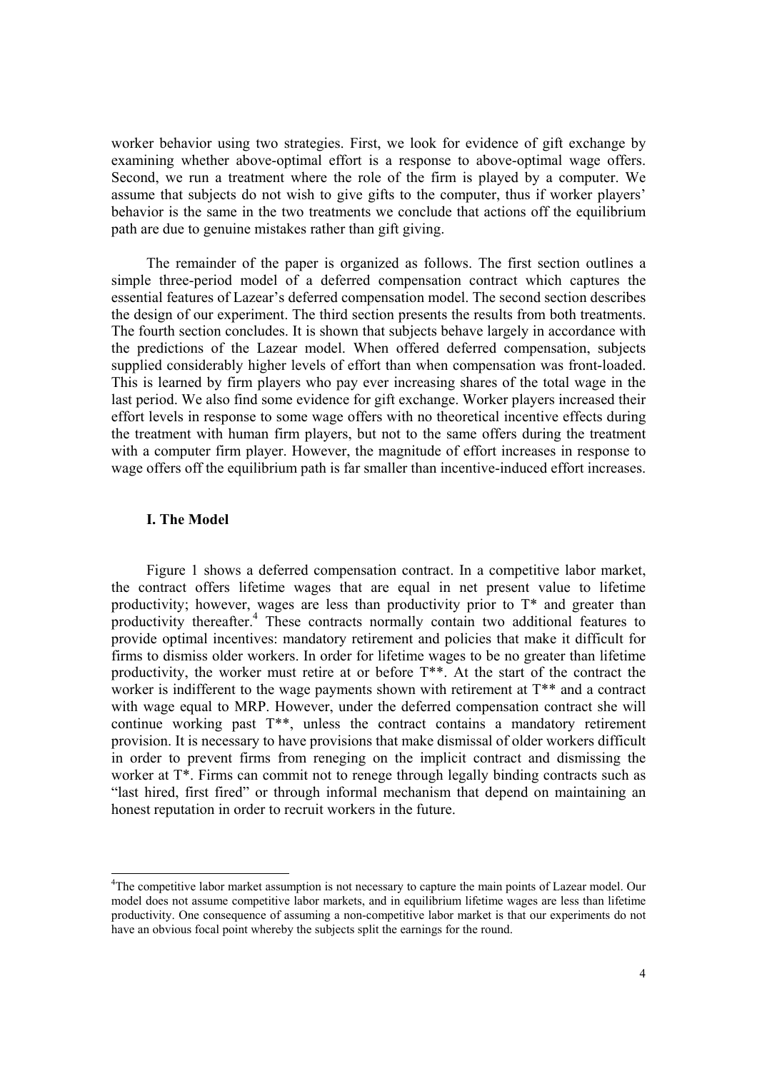worker behavior using two strategies. First, we look for evidence of gift exchange by examining whether above-optimal effort is a response to above-optimal wage offers. Second, we run a treatment where the role of the firm is played by a computer. We assume that subjects do not wish to give gifts to the computer, thus if worker players' behavior is the same in the two treatments we conclude that actions off the equilibrium path are due to genuine mistakes rather than gift giving.

The remainder of the paper is organized as follows. The first section outlines a simple three-period model of a deferred compensation contract which captures the essential features of Lazear's deferred compensation model. The second section describes the design of our experiment. The third section presents the results from both treatments. The fourth section concludes. It is shown that subjects behave largely in accordance with the predictions of the Lazear model. When offered deferred compensation, subjects supplied considerably higher levels of effort than when compensation was front-loaded. This is learned by firm players who pay ever increasing shares of the total wage in the last period. We also find some evidence for gift exchange. Worker players increased their effort levels in response to some wage offers with no theoretical incentive effects during the treatment with human firm players, but not to the same offers during the treatment with a computer firm player. However, the magnitude of effort increases in response to wage offers off the equilibrium path is far smaller than incentive-induced effort increases.

### I. The Model

Figure 1 shows a deferred compensation contract. In a competitive labor market, the contract offers lifetime wages that are equal in net present value to lifetime productivity; however, wages are less than productivity prior to T* and greater than productivity thereafter.[4] These contracts normally contain two additional features to provide optimal incentives: mandatory retirement and policies that make it difficult for firms to dismiss older workers. In order for lifetime wages to be no greater than lifetime productivity, the worker must retire at or before T**. At the start of the contract the worker is indifferent to the wage payments shown with retirement at T** and a contract with wage equal to MRP. However, under the deferred compensation contract she will continue working past T**, unless the contract contains a mandatory retirement provision. It is necessary to have provisions that make dismissal of older workers difficult in order to prevent firms from reneging on the implicit contract and dismissing the worker at T*. Firms can commit not to renege through legally binding contracts such as "last hired, first fired" or through informal mechanism that depend on maintaining an honest reputation in order to recruit workers in the future.

[4]The competitive labor market assumption is not necessary to capture the main points of Lazear model. Our model does not assume competitive labor markets, and in equilibrium lifetime wages are less than lifetime productivity. One consequence of assuming a non-competitive labor market is that our experiments do not have an obvious focal point whereby the subjects split the earnings for the round.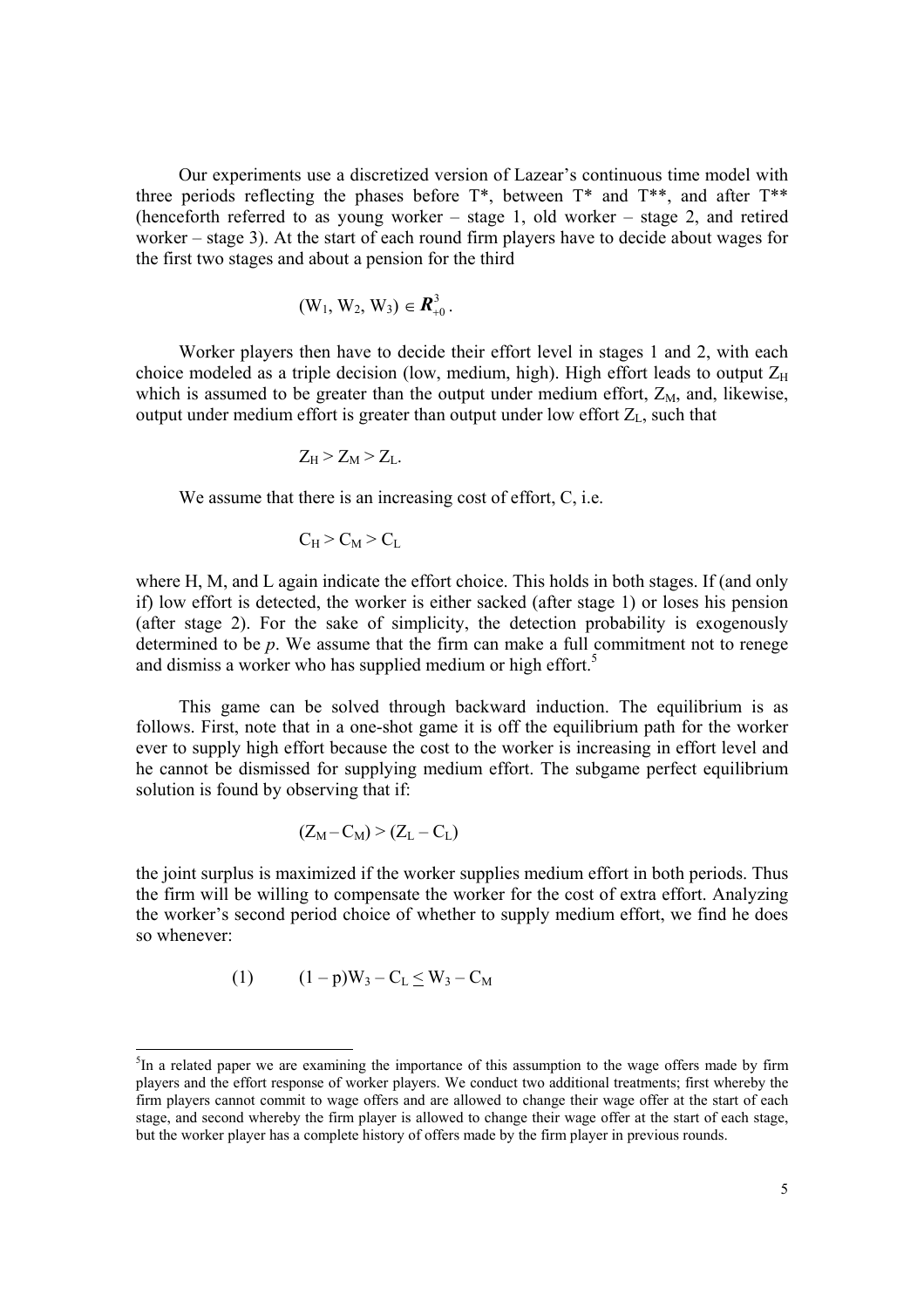Our experiments use a discretized version of Lazear's continuous time model with three periods reflecting the phases before T*, between T* and T**, and after T** (henceforth referred to as young worker – stage 1, old worker – stage 2, and retired worker – stage 3). At the start of each round firm players have to decide about wages for the first two stages and about a pension for the third

$$(W_1, W_2, W_3) \in \boldsymbol{R}^3_{+0}.$$

Worker players then have to decide their effort level in stages 1 and 2, with each choice modeled as a triple decision (low, medium, high). High effort leads to output $Z_H$ which is assumed to be greater than the output under medium effort, $Z_M$, and, likewise, output under medium effort is greater than output under low effort $Z_L$, such that

$$Z_H > Z_M > Z_L.$$

We assume that there is an increasing cost of effort, C, i.e.

$$C_H > C_M > C_L$$

where H, M, and L again indicate the effort choice. This holds in both stages. If (and only if) low effort is detected, the worker is either sacked (after stage 1) or loses his pension (after stage 2). For the sake of simplicity, the detection probability is exogenously determined to be *p*. We assume that the firm can make a full commitment not to renege and dismiss a worker who has supplied medium or high effort.[5]

This game can be solved through backward induction. The equilibrium is as follows. First, note that in a one-shot game it is off the equilibrium path for the worker ever to supply high effort because the cost to the worker is increasing in effort level and he cannot be dismissed for supplying medium effort. The subgame perfect equilibrium solution is found by observing that if:

$$(Z_M - C_M) > (Z_L - C_L)$$

the joint surplus is maximized if the worker supplies medium effort in both periods. Thus the firm will be willing to compensate the worker for the cost of extra effort. Analyzing the worker's second period choice of whether to supply medium effort, we find he does so whenever:

$$(1) \qquad (1 - p)W_3 - C_L \leq W_3 - C_M$$

[5]In a related paper we are examining the importance of this assumption to the wage offers made by firm players and the effort response of worker players. We conduct two additional treatments; first whereby the firm players cannot commit to wage offers and are allowed to change their wage offer at the start of each stage, and second whereby the firm player is allowed to change their wage offer at the start of each stage, but the worker player has a complete history of offers made by the firm player in previous rounds.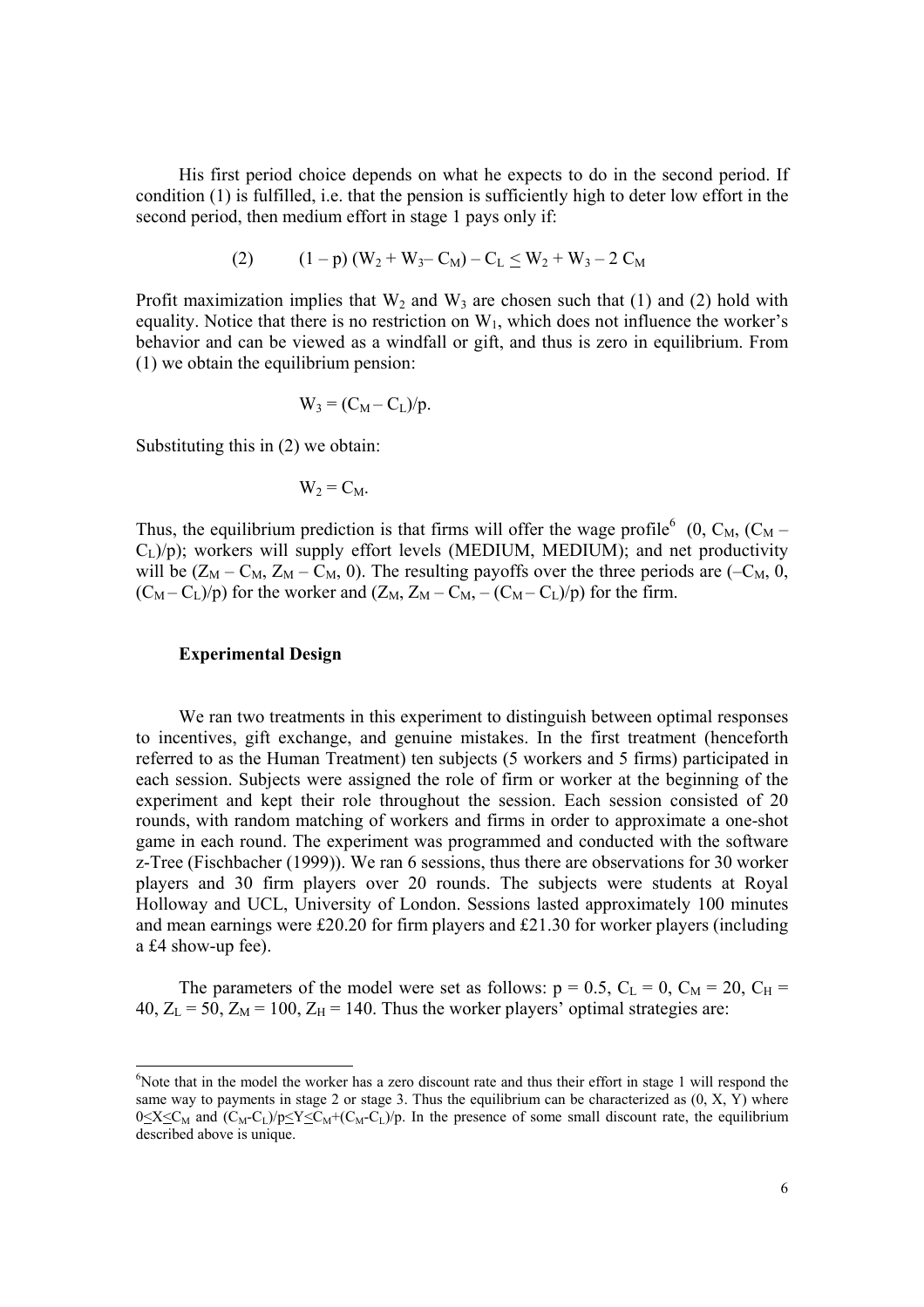His first period choice depends on what he expects to do in the second period. If condition (1) is fulfilled, i.e. that the pension is sufficiently high to deter low effort in the second period, then medium effort in stage 1 pays only if:

$$(2) \qquad (1 - p)\,(W_2 + W_3 - C_M) - C_L \leq W_2 + W_3 - 2\,C_M$$

Profit maximization implies that $W_2$ and $W_3$ are chosen such that (1) and (2) hold with equality. Notice that there is no restriction on $W_1$, which does not influence the worker's behavior and can be viewed as a windfall or gift, and thus is zero in equilibrium. From (1) we obtain the equilibrium pension:

$$W_3 = (C_M - C_L)/p.$$

Substituting this in (2) we obtain:

$$W_2 = C_M.$$

Thus, the equilibrium prediction is that firms will offer the wage profile[6] $(0, C_M, (C_M - C_L)/p)$; workers will supply effort levels (MEDIUM, MEDIUM); and net productivity will be $(Z_M - C_M, Z_M - C_M, 0)$. The resulting payoffs over the three periods are $(-C_M, 0, (C_M - C_L)/p)$ for the worker and $(Z_M, Z_M - C_M, -(C_M - C_L)/p)$ for the firm.

## Experimental Design

We ran two treatments in this experiment to distinguish between optimal responses to incentives, gift exchange, and genuine mistakes. In the first treatment (henceforth referred to as the Human Treatment) ten subjects (5 workers and 5 firms) participated in each session. Subjects were assigned the role of firm or worker at the beginning of the experiment and kept their role throughout the session. Each session consisted of 20 rounds, with random matching of workers and firms in order to approximate a one-shot game in each round. The experiment was programmed and conducted with the software z-Tree (Fischbacher (1999)). We ran 6 sessions, thus there are observations for 30 worker players and 30 firm players over 20 rounds. The subjects were students at Royal Holloway and UCL, University of London. Sessions lasted approximately 100 minutes and mean earnings were £20.20 for firm players and £21.30 for worker players (including a £4 show-up fee).

The parameters of the model were set as follows: $p = 0.5$, $C_L = 0$, $C_M = 20$, $C_H = 40$, $Z_L = 50$, $Z_M = 100$, $Z_H = 140$. Thus the worker players' optimal strategies are:

---

[6] Note that in the model the worker has a zero discount rate and thus their effort in stage 1 will respond the same way to payments in stage 2 or stage 3. Thus the equilibrium can be characterized as $(0, X, Y)$ where $0 \leq X \leq C_M$ and $(C_M - C_L)/p \leq Y \leq C_M + (C_M - C_L)/p$. In the presence of some small discount rate, the equilibrium described above is unique.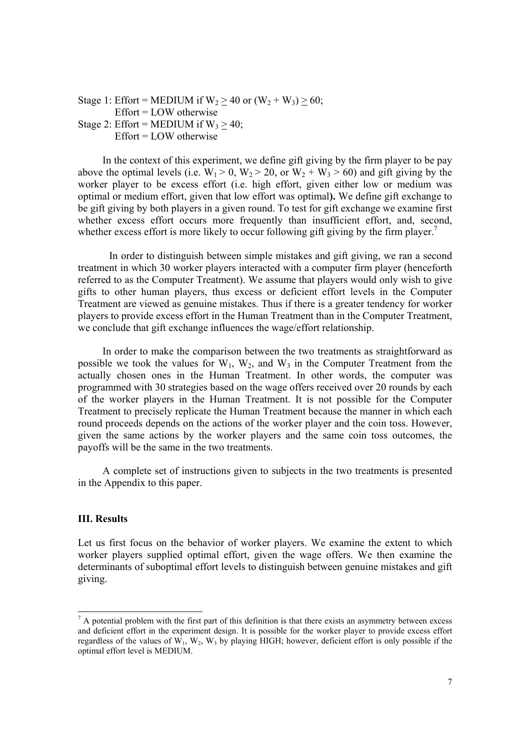Stage 1: Effort = MEDIUM if $W_2 \geq 40$ or $(W_2 + W_3) \geq 60$;
Effort = LOW otherwise
Stage 2: Effort = MEDIUM if $W_3 \geq 40$;
Effort = LOW otherwise

In the context of this experiment, we define gift giving by the firm player to be pay above the optimal levels (i.e. $W_1 > 0$, $W_2 > 20$, or $W_2 + W_3 > 60$) and gift giving by the worker player to be excess effort (i.e. high effort, given either low or medium was optimal or medium effort, given that low effort was optimal**).** We define gift exchange to be gift giving by both players in a given round. To test for gift exchange we examine first whether excess effort occurs more frequently than insufficient effort, and, second, whether excess effort is more likely to occur following gift giving by the firm player.[7]

In order to distinguish between simple mistakes and gift giving, we ran a second treatment in which 30 worker players interacted with a computer firm player (henceforth referred to as the Computer Treatment). We assume that players would only wish to give gifts to other human players, thus excess or deficient effort levels in the Computer Treatment are viewed as genuine mistakes. Thus if there is a greater tendency for worker players to provide excess effort in the Human Treatment than in the Computer Treatment, we conclude that gift exchange influences the wage/effort relationship.

In order to make the comparison between the two treatments as straightforward as possible we took the values for $W_1$, $W_2$, and $W_3$ in the Computer Treatment from the actually chosen ones in the Human Treatment. In other words, the computer was programmed with 30 strategies based on the wage offers received over 20 rounds by each of the worker players in the Human Treatment. It is not possible for the Computer Treatment to precisely replicate the Human Treatment because the manner in which each round proceeds depends on the actions of the worker player and the coin toss. However, given the same actions by the worker players and the same coin toss outcomes, the payoffs will be the same in the two treatments.

A complete set of instructions given to subjects in the two treatments is presented in the Appendix to this paper.

## III. Results

Let us first focus on the behavior of worker players. We examine the extent to which worker players supplied optimal effort, given the wage offers. We then examine the determinants of suboptimal effort levels to distinguish between genuine mistakes and gift giving.

[7] A potential problem with the first part of this definition is that there exists an asymmetry between excess and deficient effort in the experiment design. It is possible for the worker player to provide excess effort regardless of the values of $W_1$, $W_2$, $W_3$ by playing HIGH; however, deficient effort is only possible if the optimal effort level is MEDIUM.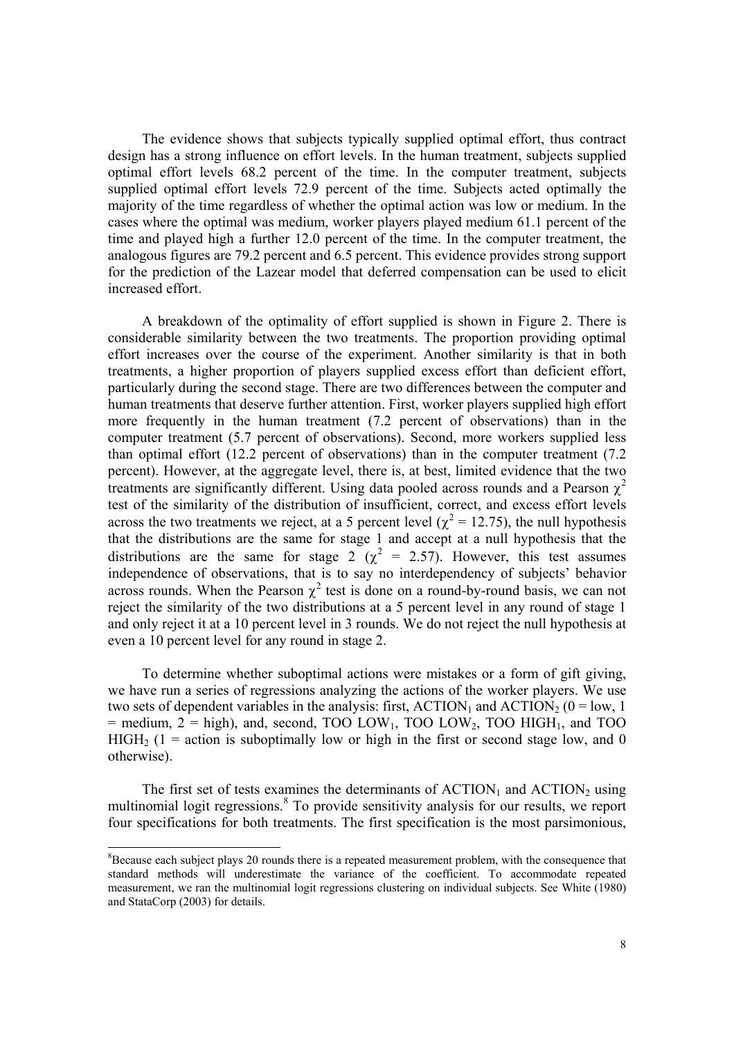The evidence shows that subjects typically supplied optimal effort, thus contract design has a strong influence on effort levels. In the human treatment, subjects supplied optimal effort levels 68.2 percent of the time. In the computer treatment, subjects supplied optimal effort levels 72.9 percent of the time. Subjects acted optimally the majority of the time regardless of whether the optimal action was low or medium. In the cases where the optimal was medium, worker players played medium 61.1 percent of the time and played high a further 12.0 percent of the time. In the computer treatment, the analogous figures are 79.2 percent and 6.5 percent. This evidence provides strong support for the prediction of the Lazear model that deferred compensation can be used to elicit increased effort.

A breakdown of the optimality of effort supplied is shown in Figure 2. There is considerable similarity between the two treatments. The proportion providing optimal effort increases over the course of the experiment. Another similarity is that in both treatments, a higher proportion of players supplied excess effort than deficient effort, particularly during the second stage. There are two differences between the computer and human treatments that deserve further attention. First, worker players supplied high effort more frequently in the human treatment (7.2 percent of observations) than in the computer treatment (5.7 percent of observations). Second, more workers supplied less than optimal effort (12.2 percent of observations) than in the computer treatment (7.2 percent). However, at the aggregate level, there is, at best, limited evidence that the two treatments are significantly different. Using data pooled across rounds and a Pearson $\chi^2$ test of the similarity of the distribution of insufficient, correct, and excess effort levels across the two treatments we reject, at a 5 percent level ($\chi^2 = 12.75$), the null hypothesis that the distributions are the same for stage 1 and accept at a null hypothesis that the distributions are the same for stage 2 ($\chi^2 = 2.57$). However, this test assumes independence of observations, that is to say no interdependency of subjects' behavior across rounds. When the Pearson $\chi^2$ test is done on a round-by-round basis, we can not reject the similarity of the two distributions at a 5 percent level in any round of stage 1 and only reject it at a 10 percent level in 3 rounds. We do not reject the null hypothesis at even a 10 percent level for any round in stage 2.

To determine whether suboptimal actions were mistakes or a form of gift giving, we have run a series of regressions analyzing the actions of the worker players. We use two sets of dependent variables in the analysis: first, $\text{ACTION}_1$ and $\text{ACTION}_2$ (0 = low, 1 = medium, 2 = high), and, second, TOO $\text{LOW}_1$, TOO $\text{LOW}_2$, TOO $\text{HIGH}_1$, and TOO $\text{HIGH}_2$ (1 = action is suboptimally low or high in the first or second stage low, and 0 otherwise).

The first set of tests examines the determinants of $\text{ACTION}_1$ and $\text{ACTION}_2$ using multinomial logit regressions.[8] To provide sensitivity analysis for our results, we report four specifications for both treatments. The first specification is the most parsimonious,

---

[8]Because each subject plays 20 rounds there is a repeated measurement problem, with the consequence that standard methods will underestimate the variance of the coefficient. To accommodate repeated measurement, we ran the multinomial logit regressions clustering on individual subjects. See White (1980) and StataCorp (2003) for details.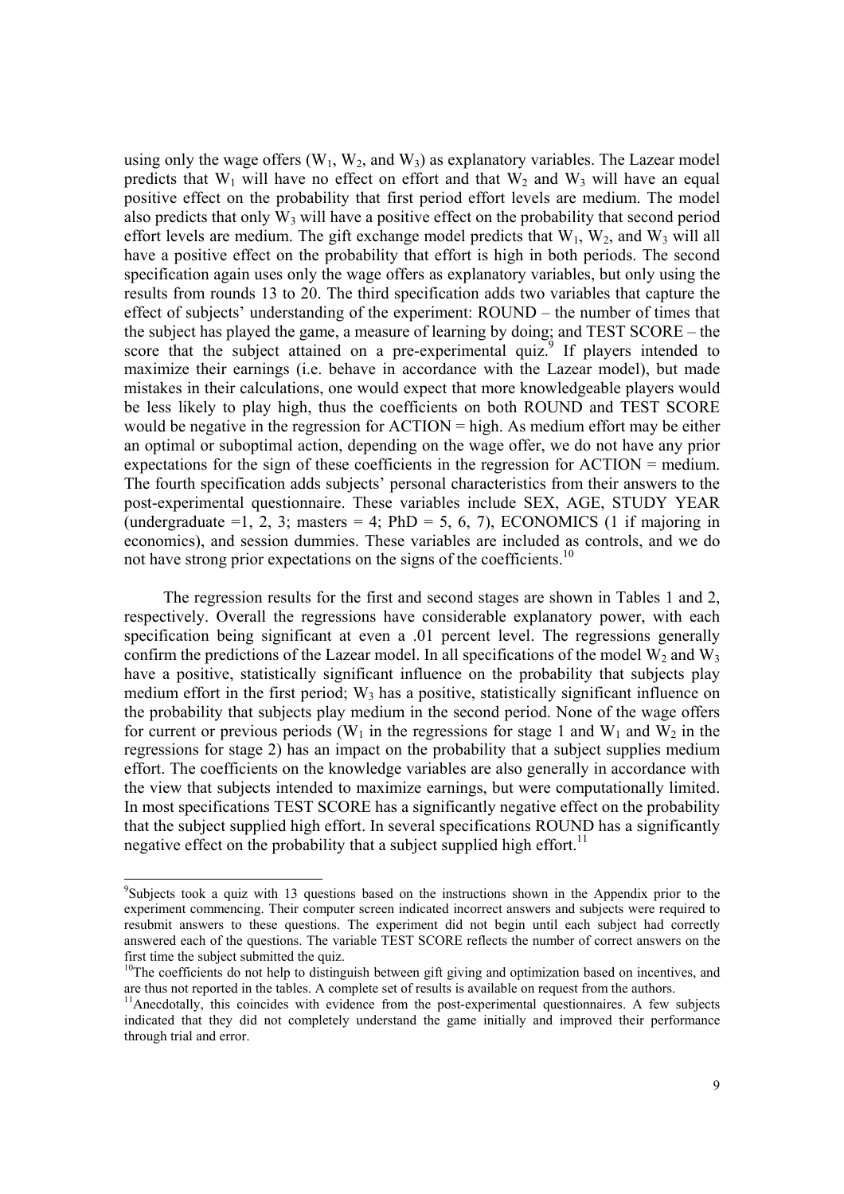using only the wage offers ($W_1$, $W_2$, and $W_3$) as explanatory variables. The Lazear model predicts that $W_1$ will have no effect on effort and that $W_2$ and $W_3$ will have an equal positive effect on the probability that first period effort levels are medium. The model also predicts that only $W_3$ will have a positive effect on the probability that second period effort levels are medium. The gift exchange model predicts that $W_1$, $W_2$, and $W_3$ will all have a positive effect on the probability that effort is high in both periods. The second specification again uses only the wage offers as explanatory variables, but only using the results from rounds 13 to 20. The third specification adds two variables that capture the effect of subjects' understanding of the experiment: ROUND – the number of times that the subject has played the game, a measure of learning by doing; and TEST SCORE – the score that the subject attained on a pre-experimental quiz.[9] If players intended to maximize their earnings (i.e. behave in accordance with the Lazear model), but made mistakes in their calculations, one would expect that more knowledgeable players would be less likely to play high, thus the coefficients on both ROUND and TEST SCORE would be negative in the regression for ACTION = high. As medium effort may be either an optimal or suboptimal action, depending on the wage offer, we do not have any prior expectations for the sign of these coefficients in the regression for ACTION = medium. The fourth specification adds subjects' personal characteristics from their answers to the post-experimental questionnaire. These variables include SEX, AGE, STUDY YEAR (undergraduate =1, 2, 3; masters = 4; PhD = 5, 6, 7), ECONOMICS (1 if majoring in economics), and session dummies. These variables are included as controls, and we do not have strong prior expectations on the signs of the coefficients.[10]

The regression results for the first and second stages are shown in Tables 1 and 2, respectively. Overall the regressions have considerable explanatory power, with each specification being significant at even a .01 percent level. The regressions generally confirm the predictions of the Lazear model. In all specifications of the model $W_2$ and $W_3$ have a positive, statistically significant influence on the probability that subjects play medium effort in the first period; $W_3$ has a positive, statistically significant influence on the probability that subjects play medium in the second period. None of the wage offers for current or previous periods ($W_1$ in the regressions for stage 1 and $W_1$ and $W_2$ in the regressions for stage 2) has an impact on the probability that a subject supplies medium effort. The coefficients on the knowledge variables are also generally in accordance with the view that subjects intended to maximize earnings, but were computationally limited. In most specifications TEST SCORE has a significantly negative effect on the probability that the subject supplied high effort. In several specifications ROUND has a significantly negative effect on the probability that a subject supplied high effort.[11]

---

[9] Subjects took a quiz with 13 questions based on the instructions shown in the Appendix prior to the experiment commencing. Their computer screen indicated incorrect answers and subjects were required to resubmit answers to these questions. The experiment did not begin until each subject had correctly answered each of the questions. The variable TEST SCORE reflects the number of correct answers on the first time the subject submitted the quiz.

[10] The coefficients do not help to distinguish between gift giving and optimization based on incentives, and are thus not reported in the tables. A complete set of results is available on request from the authors.

[11] Anecdotally, this coincides with evidence from the post-experimental questionnaires. A few subjects indicated that they did not completely understand the game initially and improved their performance through trial and error.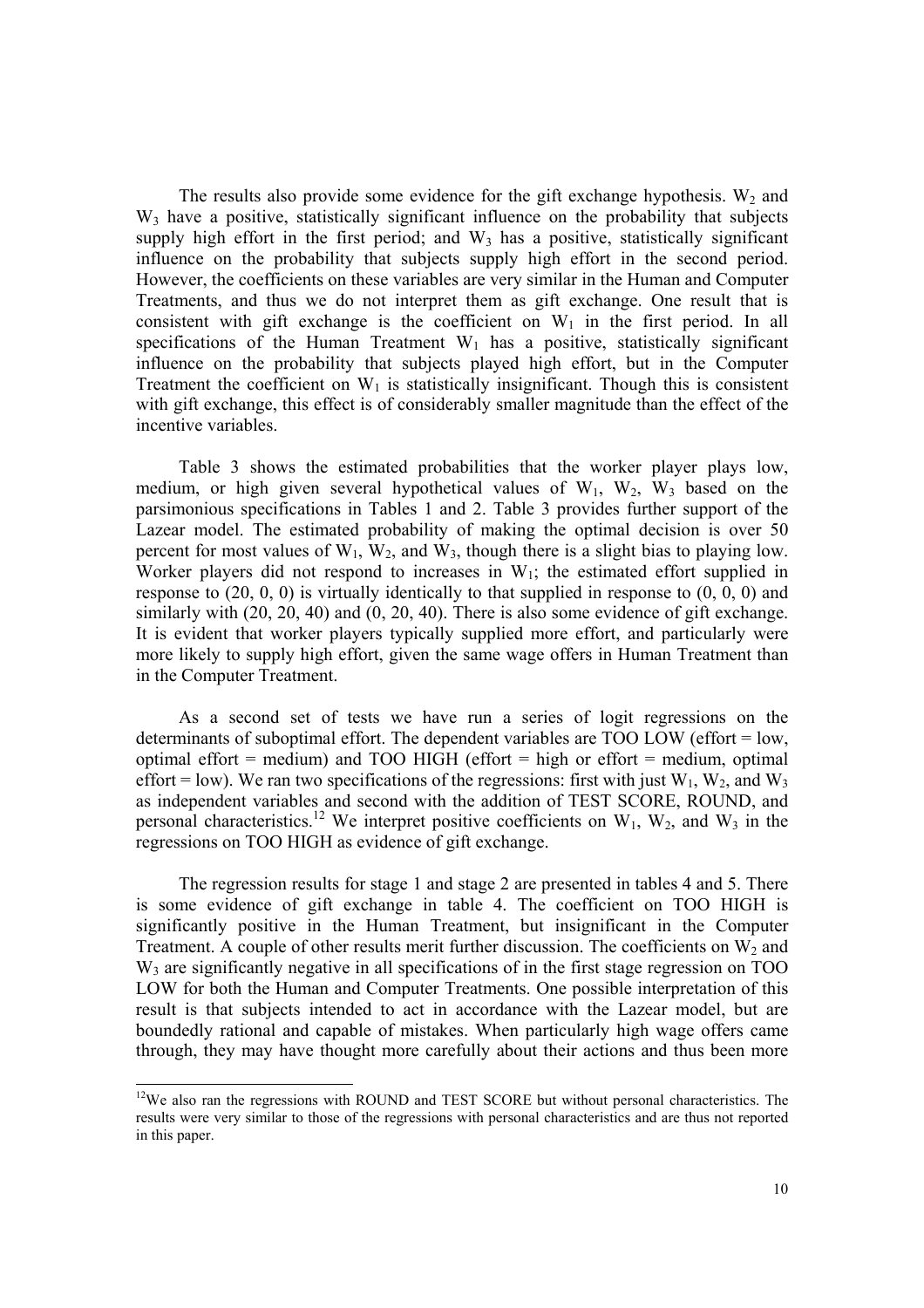The results also provide some evidence for the gift exchange hypothesis. $W_2$ and $W_3$ have a positive, statistically significant influence on the probability that subjects supply high effort in the first period; and $W_3$ has a positive, statistically significant influence on the probability that subjects supply high effort in the second period. However, the coefficients on these variables are very similar in the Human and Computer Treatments, and thus we do not interpret them as gift exchange. One result that is consistent with gift exchange is the coefficient on $W_1$ in the first period. In all specifications of the Human Treatment $W_1$ has a positive, statistically significant influence on the probability that subjects played high effort, but in the Computer Treatment the coefficient on $W_1$ is statistically insignificant. Though this is consistent with gift exchange, this effect is of considerably smaller magnitude than the effect of the incentive variables.

Table 3 shows the estimated probabilities that the worker player plays low, medium, or high given several hypothetical values of $W_1$, $W_2$, $W_3$ based on the parsimonious specifications in Tables 1 and 2. Table 3 provides further support of the Lazear model. The estimated probability of making the optimal decision is over 50 percent for most values of $W_1$, $W_2$, and $W_3$, though there is a slight bias to playing low. Worker players did not respond to increases in $W_1$; the estimated effort supplied in response to (20, 0, 0) is virtually identically to that supplied in response to (0, 0, 0) and similarly with (20, 20, 40) and (0, 20, 40). There is also some evidence of gift exchange. It is evident that worker players typically supplied more effort, and particularly were more likely to supply high effort, given the same wage offers in Human Treatment than in the Computer Treatment.

As a second set of tests we have run a series of logit regressions on the determinants of suboptimal effort. The dependent variables are TOO LOW (effort = low, optimal effort = medium) and TOO HIGH (effort = high or effort = medium, optimal effort = low). We ran two specifications of the regressions: first with just $W_1$, $W_2$, and $W_3$ as independent variables and second with the addition of TEST SCORE, ROUND, and personal characteristics.[12] We interpret positive coefficients on $W_1$, $W_2$, and $W_3$ in the regressions on TOO HIGH as evidence of gift exchange.

The regression results for stage 1 and stage 2 are presented in tables 4 and 5. There is some evidence of gift exchange in table 4. The coefficient on TOO HIGH is significantly positive in the Human Treatment, but insignificant in the Computer Treatment. A couple of other results merit further discussion. The coefficients on $W_2$ and $W_3$ are significantly negative in all specifications of in the first stage regression on TOO LOW for both the Human and Computer Treatments. One possible interpretation of this result is that subjects intended to act in accordance with the Lazear model, but are boundedly rational and capable of mistakes. When particularly high wage offers came through, they may have thought more carefully about their actions and thus been more

[12] We also ran the regressions with ROUND and TEST SCORE but without personal characteristics. The results were very similar to those of the regressions with personal characteristics and are thus not reported in this paper.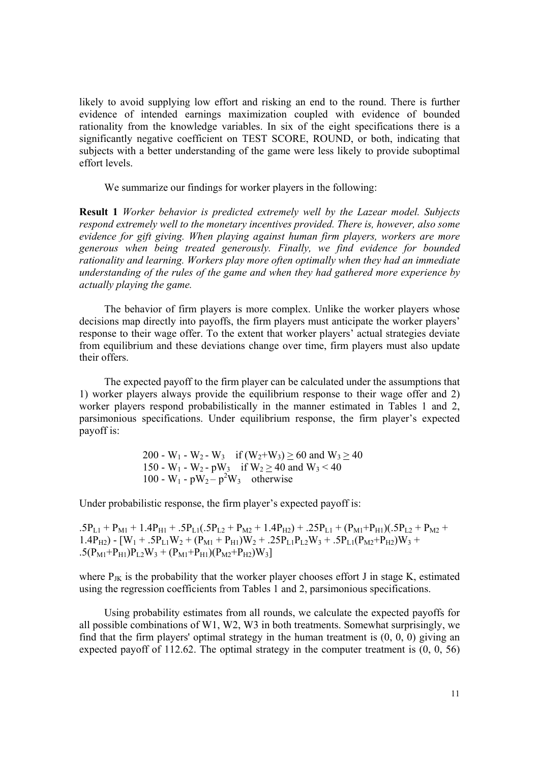likely to avoid supplying low effort and risking an end to the round. There is further evidence of intended earnings maximization coupled with evidence of bounded rationality from the knowledge variables. In six of the eight specifications there is a significantly negative coefficient on TEST SCORE, ROUND, or both, indicating that subjects with a better understanding of the game were less likely to provide suboptimal effort levels.

We summarize our findings for worker players in the following:

**Result 1** *Worker behavior is predicted extremely well by the Lazear model. Subjects respond extremely well to the monetary incentives provided. There is, however, also some evidence for gift giving. When playing against human firm players, workers are more generous when being treated generously. Finally, we find evidence for bounded rationality and learning. Workers play more often optimally when they had an immediate understanding of the rules of the game and when they had gathered more experience by actually playing the game.*

The behavior of firm players is more complex. Unlike the worker players whose decisions map directly into payoffs, the firm players must anticipate the worker players' response to their wage offer. To the extent that worker players' actual strategies deviate from equilibrium and these deviations change over time, firm players must also update their offers.

The expected payoff to the firm player can be calculated under the assumptions that 1) worker players always provide the equilibrium response to their wage offer and 2) worker players respond probabilistically in the manner estimated in Tables 1 and 2, parsimonious specifications. Under equilibrium response, the firm player's expected payoff is:

$$
\begin{array}{ll}
200 - W_1 - W_2 - W_3 & \text{if } (W_2+W_3) \geq 60 \text{ and } W_3 \geq 40 \\
150 - W_1 - W_2 - pW_3 & \text{if } W_2 \geq 40 \text{ and } W_3 < 40 \\
100 - W_1 - pW_2 - p^2W_3 & \text{otherwise}
\end{array}
$$

Under probabilistic response, the firm player's expected payoff is:

$$
.5P_{L1} + P_{M1} + 1.4P_{H1} + .5P_{L1}(.5P_{L2} + P_{M2} + 1.4P_{H2}) + .25P_{L1} + (P_{M1}+P_{H1})(.5P_{L2} + P_{M2} + 1.4P_{H2}) - [W_1 + .5P_{L1}W_2 + (P_{M1} + P_{H1})W_2 + .25P_{L1}P_{L2}W_3 + .5P_{L1}(P_{M2}+P_{H2})W_3 + .5(P_{M1}+P_{H1})P_{L2}W_3 + (P_{M1}+P_{H1})(P_{M2}+P_{H2})W_3]
$$

where $P_{JK}$ is the probability that the worker player chooses effort J in stage K, estimated using the regression coefficients from Tables 1 and 2, parsimonious specifications.

Using probability estimates from all rounds, we calculate the expected payoffs for all possible combinations of W1, W2, W3 in both treatments. Somewhat surprisingly, we find that the firm players' optimal strategy in the human treatment is (0, 0, 0) giving an expected payoff of 112.62. The optimal strategy in the computer treatment is (0, 0, 56)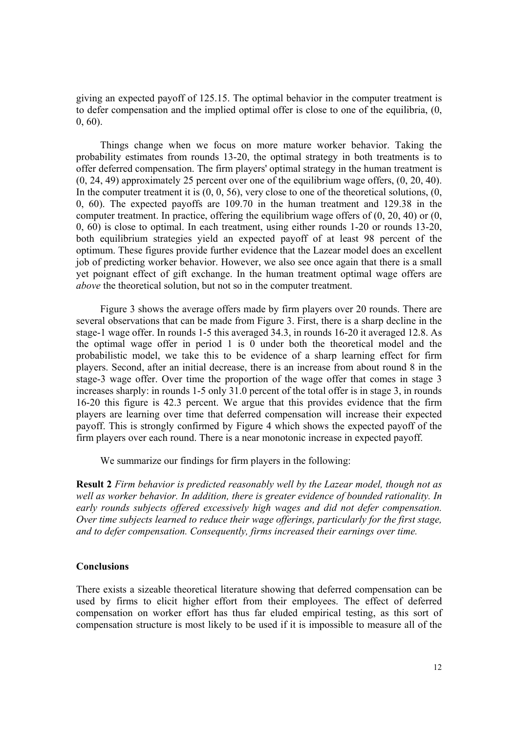giving an expected payoff of 125.15. The optimal behavior in the computer treatment is to defer compensation and the implied optimal offer is close to one of the equilibria, (0, 0, 60).

Things change when we focus on more mature worker behavior. Taking the probability estimates from rounds 13-20, the optimal strategy in both treatments is to offer deferred compensation. The firm players' optimal strategy in the human treatment is (0, 24, 49) approximately 25 percent over one of the equilibrium wage offers, (0, 20, 40). In the computer treatment it is (0, 0, 56), very close to one of the theoretical solutions, (0, 0, 60). The expected payoffs are 109.70 in the human treatment and 129.38 in the computer treatment. In practice, offering the equilibrium wage offers of (0, 20, 40) or (0, 0, 60) is close to optimal. In each treatment, using either rounds 1-20 or rounds 13-20, both equilibrium strategies yield an expected payoff of at least 98 percent of the optimum. These figures provide further evidence that the Lazear model does an excellent job of predicting worker behavior. However, we also see once again that there is a small yet poignant effect of gift exchange. In the human treatment optimal wage offers are *above* the theoretical solution, but not so in the computer treatment.

Figure 3 shows the average offers made by firm players over 20 rounds. There are several observations that can be made from Figure 3. First, there is a sharp decline in the stage-1 wage offer. In rounds 1-5 this averaged 34.3, in rounds 16-20 it averaged 12.8. As the optimal wage offer in period 1 is 0 under both the theoretical model and the probabilistic model, we take this to be evidence of a sharp learning effect for firm players. Second, after an initial decrease, there is an increase from about round 8 in the stage-3 wage offer. Over time the proportion of the wage offer that comes in stage 3 increases sharply: in rounds 1-5 only 31.0 percent of the total offer is in stage 3, in rounds 16-20 this figure is 42.3 percent. We argue that this provides evidence that the firm players are learning over time that deferred compensation will increase their expected payoff. This is strongly confirmed by Figure 4 which shows the expected payoff of the firm players over each round. There is a near monotonic increase in expected payoff.

We summarize our findings for firm players in the following:

**Result 2** *Firm behavior is predicted reasonably well by the Lazear model, though not as well as worker behavior. In addition, there is greater evidence of bounded rationality. In early rounds subjects offered excessively high wages and did not defer compensation. Over time subjects learned to reduce their wage offerings, particularly for the first stage, and to defer compensation. Consequently, firms increased their earnings over time.*

## Conclusions

There exists a sizeable theoretical literature showing that deferred compensation can be used by firms to elicit higher effort from their employees. The effect of deferred compensation on worker effort has thus far eluded empirical testing, as this sort of compensation structure is most likely to be used if it is impossible to measure all of the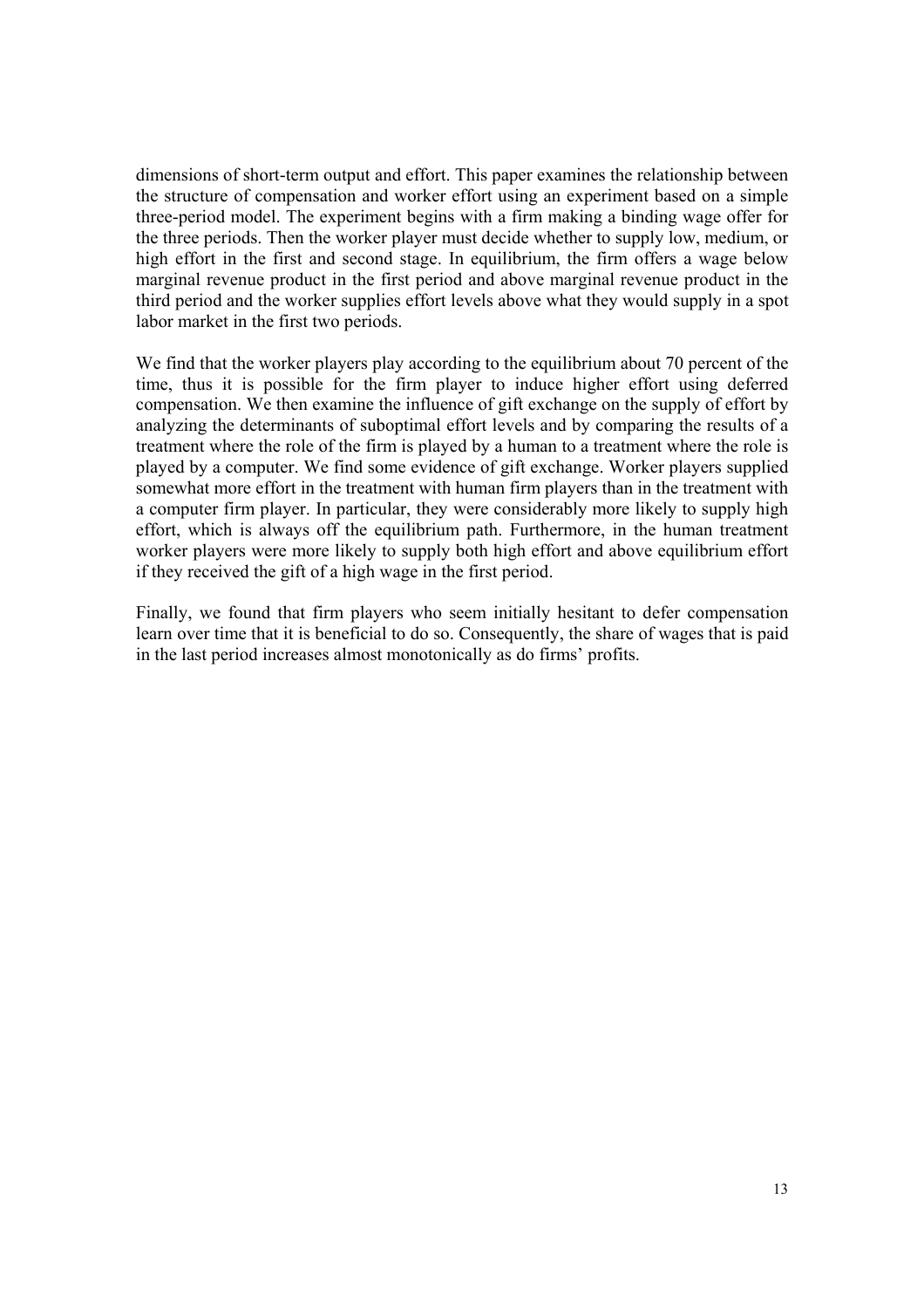dimensions of short-term output and effort. This paper examines the relationship between the structure of compensation and worker effort using an experiment based on a simple three-period model. The experiment begins with a firm making a binding wage offer for the three periods. Then the worker player must decide whether to supply low, medium, or high effort in the first and second stage. In equilibrium, the firm offers a wage below marginal revenue product in the first period and above marginal revenue product in the third period and the worker supplies effort levels above what they would supply in a spot labor market in the first two periods.

We find that the worker players play according to the equilibrium about 70 percent of the time, thus it is possible for the firm player to induce higher effort using deferred compensation. We then examine the influence of gift exchange on the supply of effort by analyzing the determinants of suboptimal effort levels and by comparing the results of a treatment where the role of the firm is played by a human to a treatment where the role is played by a computer. We find some evidence of gift exchange. Worker players supplied somewhat more effort in the treatment with human firm players than in the treatment with a computer firm player. In particular, they were considerably more likely to supply high effort, which is always off the equilibrium path. Furthermore, in the human treatment worker players were more likely to supply both high effort and above equilibrium effort if they received the gift of a high wage in the first period.

Finally, we found that firm players who seem initially hesitant to defer compensation learn over time that it is beneficial to do so. Consequently, the share of wages that is paid in the last period increases almost monotonically as do firms' profits.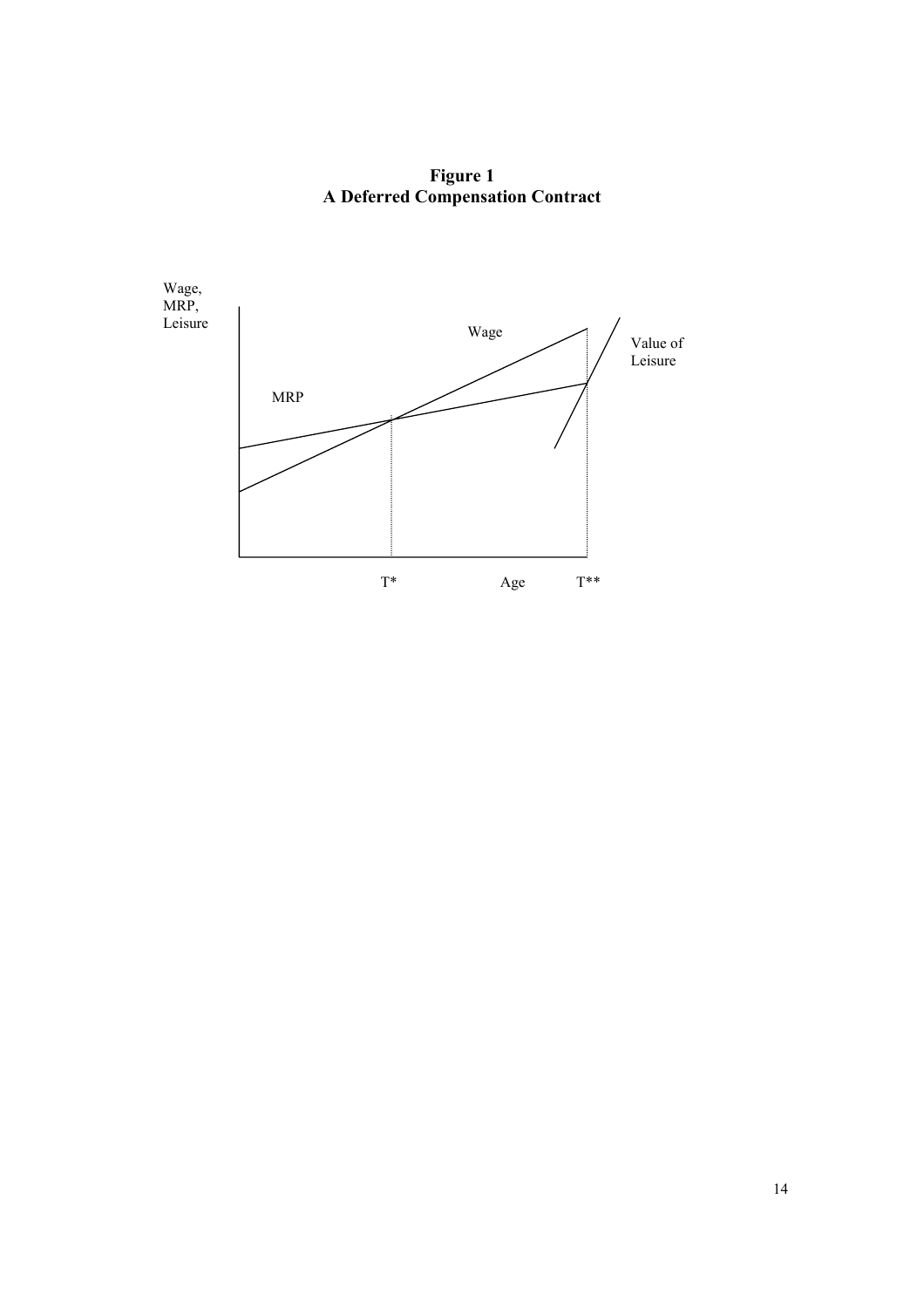**Figure 1**
**A Deferred Compensation Contract**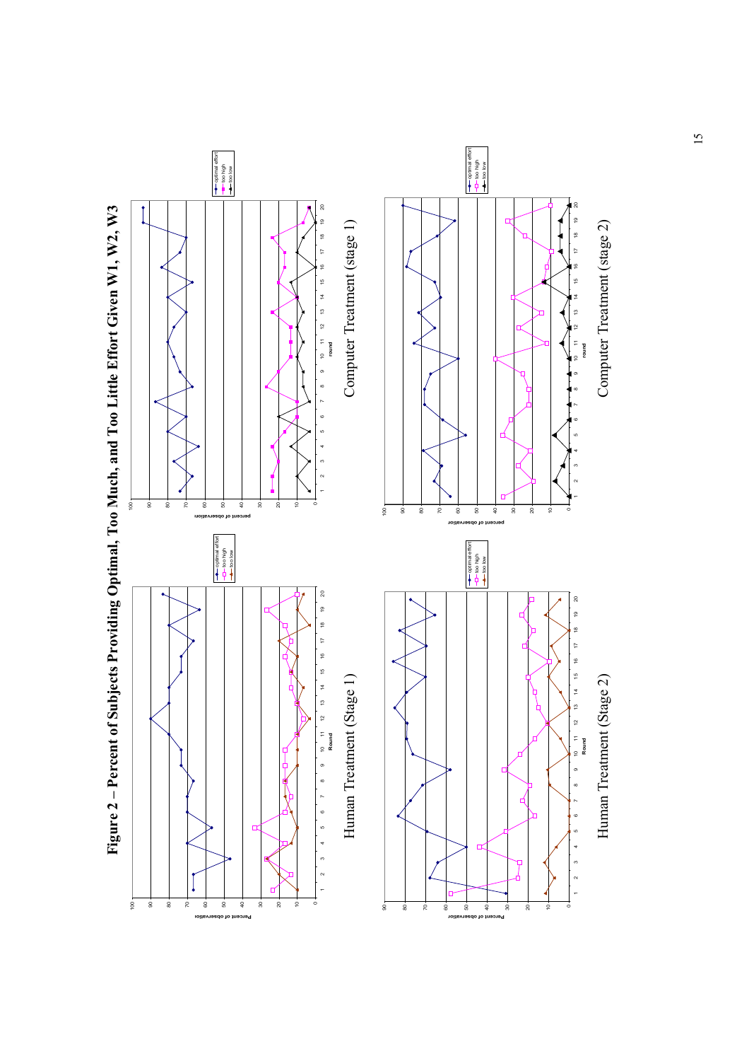**Figure 2 – Percent of Subjects Providing Optimal, Too Much, and Too Little Effort Given W1, W2, W3**

Human Treatment (Stage 1)

Computer Treatment (stage 1)

Human Treatment (Stage 2)

Computer Treatment (stage 2)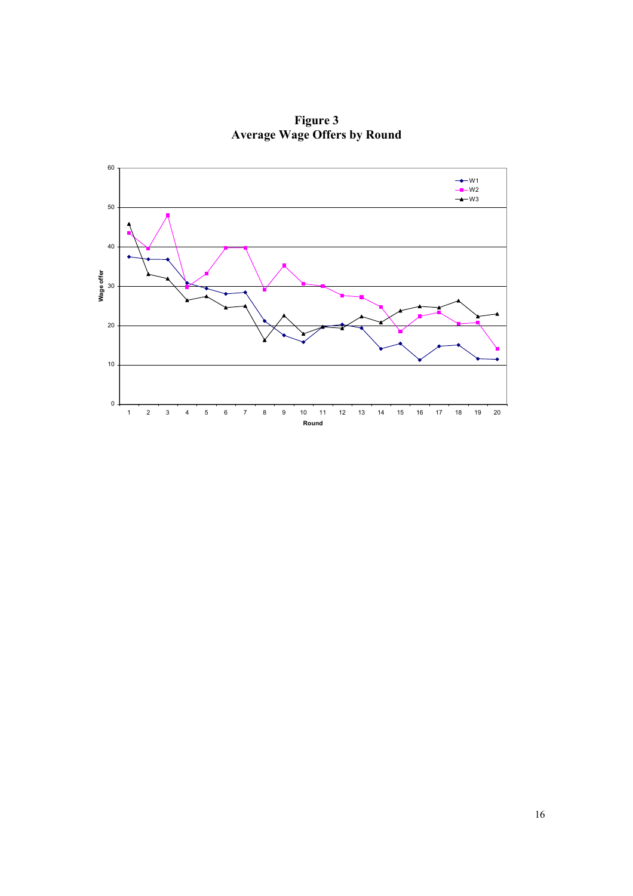**Figure 3**
**Average Wage Offers by Round**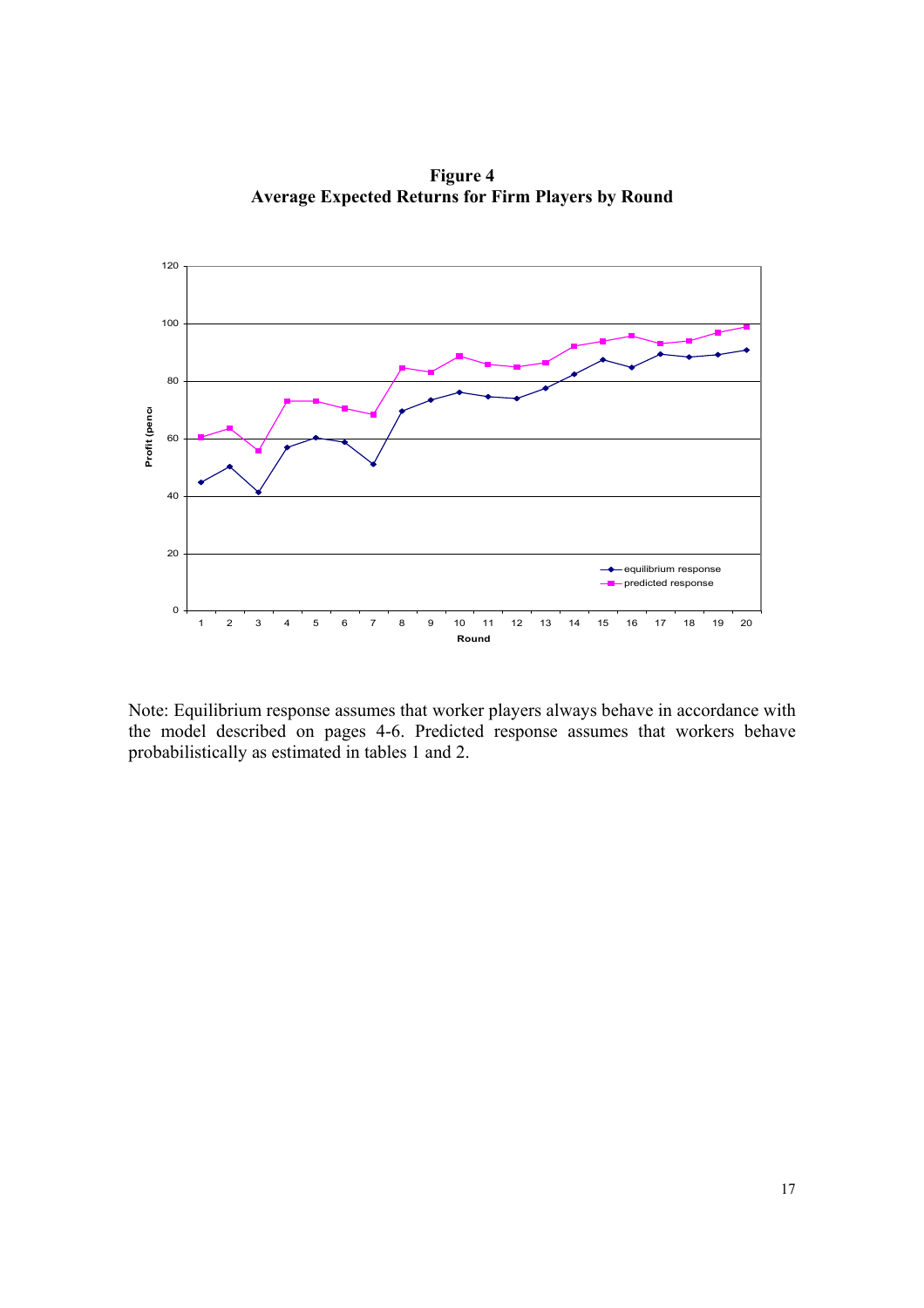**Figure 4**
**Average Expected Returns for Firm Players by Round**

Note: Equilibrium response assumes that worker players always behave in accordance with the model described on pages 4-6. Predicted response assumes that workers behave probabilistically as estimated in tables 1 and 2.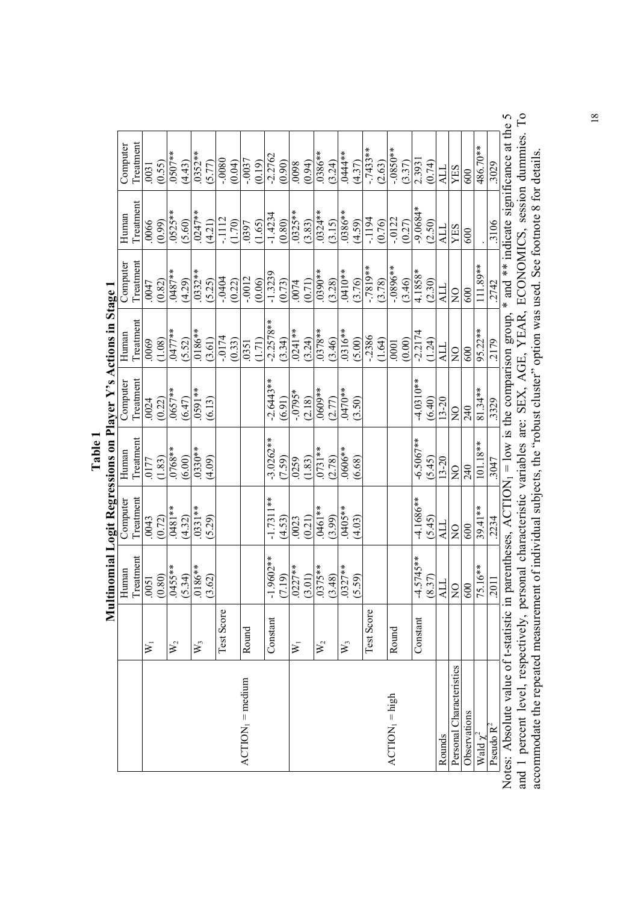**Table 1**

**Multinomial Logit Regressions on Player Y's Actions in Stage 1**

| | | Human Treatment | Computer Treatment | Human Treatment | Computer Treatment | Human Treatment | Computer Treatment | Human Treatment | Computer Treatment |
|---|---|---|---|---|---|---|---|---|---|
| $ACTION_1$ = medium | $W_1$ | .0051 (0.80) | .0043 (0.72) | .0177 (1.83) | .0024 (0.22) | .0069 (1.08) | .0047 (0.82) | .0066 (0.99) | .0031 (0.55) |
| | $W_2$ | .0455** (5.34) | .0481** (4.32) | .0768** (6.00) | .0657** (6.47) | .0477** (5.52) | .0487** (4.29) | .0525** (5.60) | .0507** (4.43) |
| | $W_3$ | .0186** (3.62) | .0331** (5.29) | .0330** (4.09) | .0591** (6.13) | .0186** (3.61) | .0332** (5.25) | .0247** (4.21) | .0352** (5.77) |
| | Test Score | | | | | -.0174 (0.33) | -.0404 (0.22) | -.1112 (1.70) | -.0080 (0.04) |
| | Round | | | | | .0351 (1.71) | -.0012 (0.06) | .0397 (1.65) | -.0037 (0.19) |
| | Constant | -1.9602** (7.19) | -1.7311** (4.53) | -3.0262** (7.59) | -2.6443** (6.91) | -2.2578** (3.34) | -1.3239 (0.73) | -1.4234 (0.80) | -2.2762 (0.90) |
| $ACTION_1$ = high | $W_1$ | .0227** (3.01) | .0023 (0.21) | .0259 (1.83) | -.0795* (2.18) | .0241** (3.24) | .0074 (0.71) | .0325** (3.83) | .0098 (0.94) |
| | $W_2$ | .0375** (3.48) | .0461** (3.99) | .0731** (2.78) | .0609** (2.77) | .0378** (3.46) | .0390** (3.28) | .0324** (3.15) | .0386** (3.24) |
| | $W_3$ | .0327** (5.59) | .0405** (4.03) | .0606** (6.68) | .0470** (3.50) | .0316** (5.00) | .0410** (3.76) | .0386** (4.59) | .0444** (4.37) |
| | Test Score | | | | | -.2386 (1.64) | -.7819** (3.78) | -.1194 (0.76) | -.7433** (2.63) |
| | Round | | | | | .0001 (0.00) | -.0896** (3.46) | -.0122 (0.27) | -.0850** (3.37) |
| | Constant | -4.5745** (8.37) | -4.1686** (5.45) | -6.5067** (5.45) | -4.0310** (6.40) | -2.2174 (1.24) | 4.1858* (2.30) | -9.0684* (2.50) | 2.3931 (0.74) |
| Rounds | | ALL | ALL | 13-20 | 13-20 | ALL | ALL | ALL | ALL |
| Personal Characteristics | | NO | NO | NO | NO | NO | NO | YES | YES |
| Observations | | 600 | 600 | 240 | 240 | 600 | 600 | 600 | 600 |
| Wald $\chi^2$ | | 75.16** | 39.41** | 101.18** | 81.34** | 95.22** | 111.89** | . | 486.70** |
| Pseudo $R^2$ | | .2011 | .2234 | .3047 | .3329 | .2179 | .2742 | .3106 | .3029 |

Notes: Absolute value of t-statistic in parentheses, $ACTION_1$ = low is the comparison group, * and ** indicate significance at the 5 and 1 percent level, respectively, personal characteristic variables are: SEX, AGE, YEAR, ECONOMICS, session dummies. To accommodate the repeated measurement of individual subjects, the "robust cluster" option was used. See footnote 8 for details.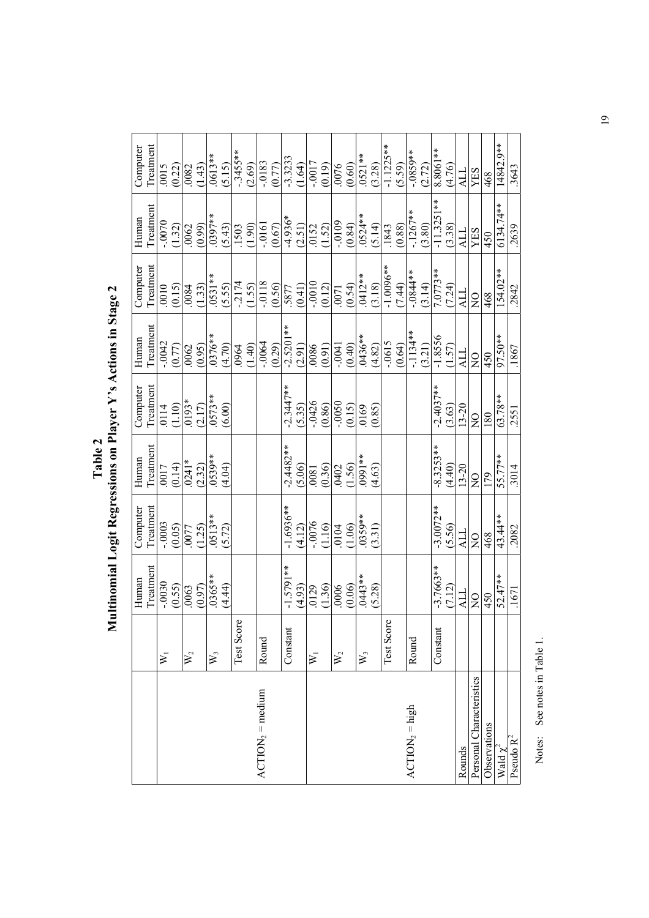**Table 2**
**Multinomial Logit Regressions on Player Y's Actions in Stage 2**

| | | Human Treatment | Computer Treatment | Human Treatment | Computer Treatment | Human Treatment | Computer Treatment | Human Treatment | Computer Treatment |
|---|---|---|---|---|---|---|---|---|---|
| $ACTION_2$ = medium | $W_1$ | -.0030 (0.55) | -.0003 (0.05) | .0017 (0.14) | .0114 (1.10) | -.0042 (0.77) | .0010 (0.15) | -.0070 (1.32) | .0015 (0.22) |
| | $W_2$ | .0063 (0.97) | .0077 (1.25) | .0241* (2.32) | .0193* (2.17) | .0062 (0.95) | .0084 (1.33) | .0062 (0.99) | .0082 (1.43) |
| | $W_3$ | .0365** (4.44) | .0513** (5.72) | .0539** (4.04) | .0573** (6.00) | .0376** (4.70) | .0531** (5.55) | .0397** (5.43) | .0613** (5.15) |
| | Test Score | | | | | .0964 (1.40) | -.2174 (1.55) | .1503 (1.90) | -.3455** (2.69) |
| | Round | | | | | -.0064 (0.29) | -.0118 (0.56) | -.0161 (0.67) | -.0183 (0.77) |
| | Constant | -1.5791** (4.93) | -1.6936** (4.12) | -2.4482** (5.06) | -2.3447** (5.35) | -2.5201** (2.91) | .5877 (0.41) | -4.936* (2.51) | -3.3233 (1.64) |
| $ACTION_2$ = high | $W_1$ | .0129 (1.36) | -.0076 (1.16) | .0081 (0.36) | -.0426 (0.86) | .0086 (0.91) | -.0010 (0.12) | .0152 (1.52) | -.0017 (0.19) |
| | $W_2$ | .0006 (0.06) | .0104 (1.06) | .0402 (1.56) | -.0050 (0.15) | -.0041 (0.40) | .0071 (0.54) | -.0109 (0.84) | .0076 (0.60) |
| | $W_3$ | .0443** (5.28) | .0359** (3.31) | .0991** (4.63) | .0169 (0.85) | .0436** (4.82) | .0412** (3.18) | .0524** (5.14) | .0521** (3.28) |
| | Test Score | | | | | -.0615 (0.64) | -1.0096** (7.44) | .1843 (0.88) | -1.1225** (5.59) |
| | Round | | | | | -.1134** (3.21) | -.0844** (3.14) | -.1267** (3.80) | -.0859** (2.72) |
| | Constant | -3.7663** (7.12) | -3.0072** (5.56) | -8.3253** (4.40) | -2.4037** (3.63) | -1.8556 (1.57) | 7.0773** (7.24) | -11.3251** (3.38) | 8.8061** (4.76) |
| Rounds | | ALL | ALL | 13-20 | 13-20 | ALL | ALL | ALL | ALL |
| Personal Characteristics | | NO | NO | NO | NO | NO | NO | YES | YES |
| Observations | | 450 | 468 | 179 | 180 | 450 | 468 | 450 | 468 |
| Wald $\chi^2$ | | 52.47** | 43.44** | 55.77** | 63.78** | 97.50** | 154.02** | 6134.74** | 14842.9** |
| Pseudo $R^2$ | | .1671 | .2082 | .3014 | .2551 | .1867 | .2842 | .2639 | .3643 |

Notes: See notes in Table 1.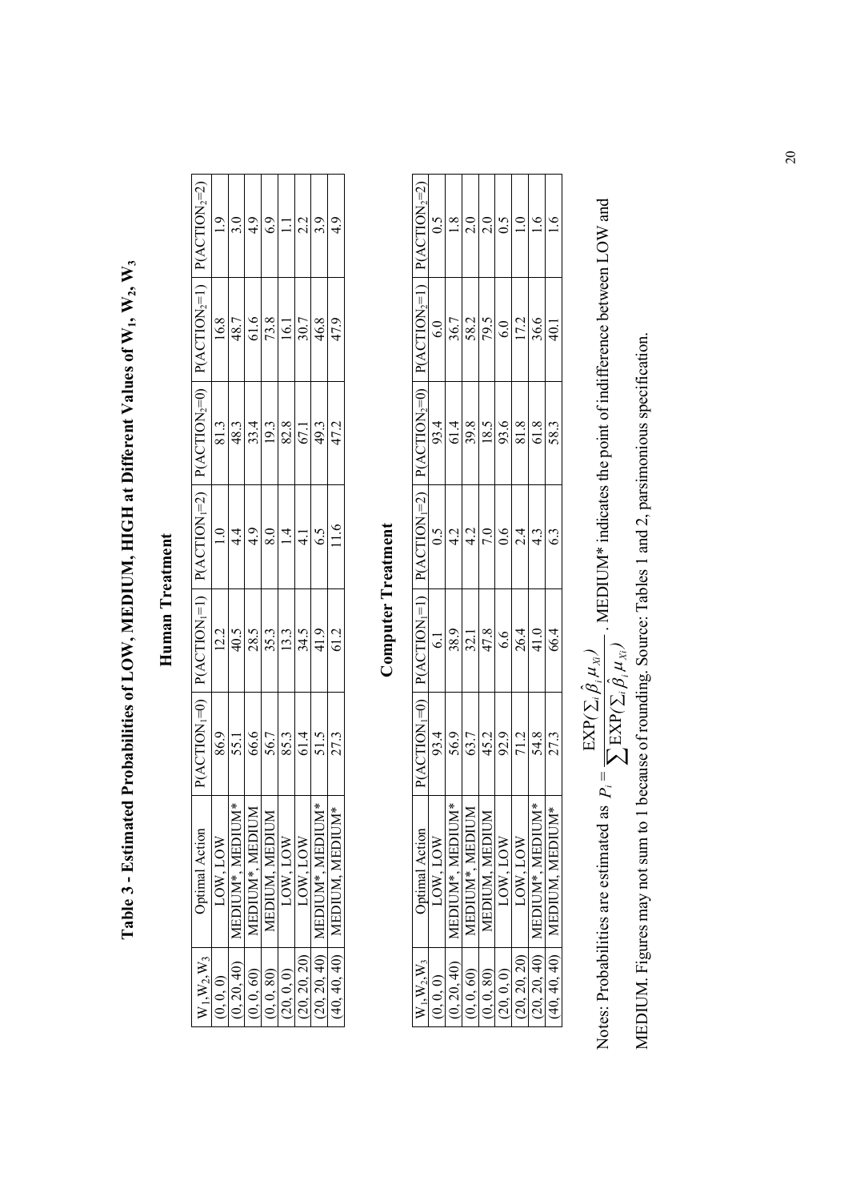# Table 3 - Estimated Probabilities of LOW, MEDIUM, HIGH at Different Values of $W_1$, $W_2$, $W_3$

## Human Treatment

| $W_1,W_2,W_3$ | Optimal Action | $P(ACTION_1=0)$ | $P(ACTION_1=1)$ | $P(ACTION_1=2)$ | $P(ACTION_2=0)$ | $P(ACTION_2=1)$ | $P(ACTION_2=2)$ |
|---|---|---|---|---|---|---|---|
| (0, 0, 0) | LOW, LOW | 86.9 | 12.2 | 1.0 | 81.3 | 16.8 | 1.9 |
| (0, 20, 40) | MEDIUM*, MEDIUM* | 55.1 | 40.5 | 4.4 | 48.3 | 48.7 | 3.0 |
| (0, 0, 60) | MEDIUM*, MEDIUM | 66.6 | 28.5 | 4.9 | 33.4 | 61.6 | 4.9 |
| (0, 0, 80) | MEDIUM, MEDIUM | 56.7 | 35.3 | 8.0 | 19.3 | 73.8 | 6.9 |
| (20, 0, 0) | LOW, LOW | 85.3 | 13.3 | 1.4 | 82.8 | 16.1 | 1.1 |
| (20, 20, 20) | LOW, LOW | 61.4 | 34.5 | 4.1 | 67.1 | 30.7 | 2.2 |
| (20, 20, 40) | MEDIUM*, MEDIUM* | 51.5 | 41.9 | 6.5 | 49.3 | 46.8 | 3.9 |
| (40, 40, 40) | MEDIUM, MEDIUM* | 27.3 | 61.2 | 11.6 | 47.2 | 47.9 | 4.9 |

## Computer Treatment

| $W_1,W_2,W_3$ | Optimal Action | $P(ACTION_1=0)$ | $P(ACTION_1=1)$ | $P(ACTION_1=2)$ | $P(ACTION_2=0)$ | $P(ACTION_2=1)$ | $P(ACTION_2=2)$ |
|---|---|---|---|---|---|---|---|
| (0, 0, 0) | LOW, LOW | 93.4 | 6.1 | 0.5 | 93.4 | 6.0 | 0.5 |
| (0, 20, 40) | MEDIUM*, MEDIUM* | 56.9 | 38.9 | 4.2 | 61.4 | 36.7 | 1.8 |
| (0, 0, 60) | MEDIUM*, MEDIUM | 63.7 | 32.1 | 4.2 | 39.8 | 58.2 | 2.0 |
| (0, 0, 80) | MEDIUM, MEDIUM | 45.2 | 47.8 | 7.0 | 18.5 | 79.5 | 2.0 |
| (20, 0, 0) | LOW, LOW | 92.9 | 6.6 | 0.6 | 93.6 | 6.0 | 0.5 |
| (20, 20, 20) | LOW, LOW | 71.2 | 26.4 | 2.4 | 81.8 | 17.2 | 1.0 |
| (20, 20, 40) | MEDIUM*, MEDIUM* | 54.8 | 41.0 | 4.3 | 61.8 | 36.6 | 1.6 |
| (40, 40, 40) | MEDIUM, MEDIUM* | 27.3 | 66.4 | 6.3 | 58.3 | 40.1 | 1.6 |

Notes: Probabilities are estimated as $P_i = \dfrac{\mathrm{EXP}(\sum_i \hat{\beta}_i \mu_{Xi})}{\sum \mathrm{EXP}(\sum_i \hat{\beta}_i \mu_{Xi})}$. MEDIUM* indicates the point of indifference between LOW and MEDIUM. Figures may not sum to 1 because of rounding. Source: Tables 1 and 2, parsimonious specification.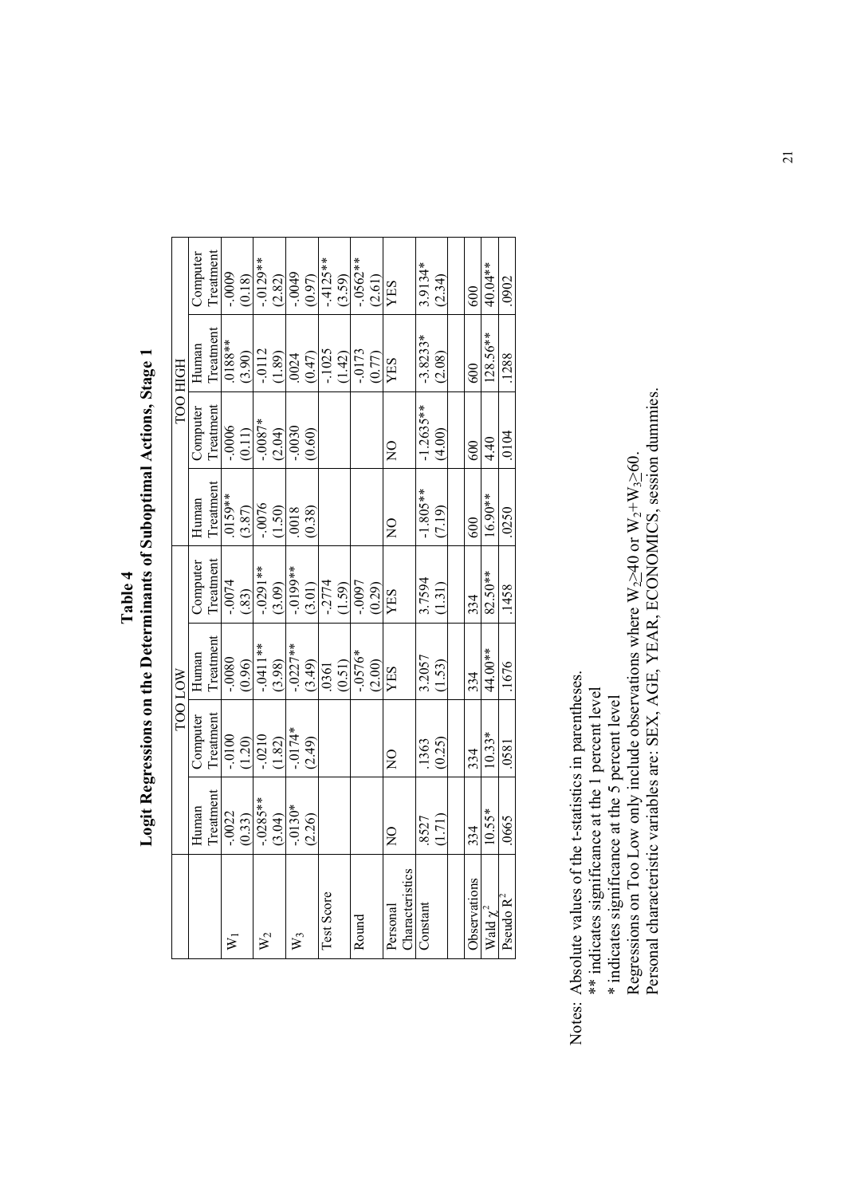# Table 4
## Logit Regressions on the Determinants of Suboptimal Actions, Stage 1

| | TOO LOW | | | | TOO HIGH | | | |
|---|---|---|---|---|---|---|---|---|
| | Human Treatment | Computer Treatment | Human Treatment | Computer Treatment | Human Treatment | Computer Treatment | Human Treatment | Computer Treatment |
| $W_1$ | -.0022 (0.33) | -.0100 (1.20) | -.0080 (0.96) | -.0074 (.83) | .0159** (3.87) | -.0006 (0.11) | .0188** (3.90) | -.0009 (0.18) |
| $W_2$ | -.0285** (3.04) | -.0210 (1.82) | -.0411** (3.98) | -.0291** (3.09) | -.0076 (1.50) | -.0087* (2.04) | -.0112 (1.89) | -.0129** (2.82) |
| $W_3$ | -.0130* (2.26) | -.0174* (2.49) | -.0227** (3.49) | -.0199** (3.01) | .0018 (0.38) | -.0030 (0.60) | .0024 (0.47) | -.0049 (0.97) |
| Test Score | | | .0361 (0.51) | -.2774 (1.59) | | | -.1025 (1.42) | -.4125** (3.59) |
| Round | | | -.0576* (2.00) | -.0097 (0.29) | | | -.0173 (0.77) | -.0562** (2.61) |
| Personal Characteristics | NO | NO | YES | YES | NO | NO | YES | YES |
| Constant | .8527 (1.71) | .1363 (0.25) | 3.2057 (1.53) | 3.7594 (1.31) | -1.805** (7.19) | -1.2635** (4.00) | -3.8233* (2.08) | 3.9134* (2.34) |
| Observations | 334 | 334 | 334 | 334 | 600 | 600 | 600 | 600 |
| Wald $\chi^2$ | 10.55* | 10.33* | 44.00** | 82.50** | 16.90** | 4.40 | 128.56** | 40.04** |
| Pseudo $R^2$ | .0665 | .0581 | .1676 | .1458 | .0250 | .0104 | .1288 | .0902 |

Notes: Absolute values of the t-statistics in parentheses.
** indicates significance at the 1 percent level
* indicates significance at the 5 percent level
Regressions on Too Low only include observations where $W_2 \geq 40$ or $W_2 + W_3 \geq 60$.
Personal characteristic variables are: SEX, AGE, YEAR, ECONOMICS, session dummies.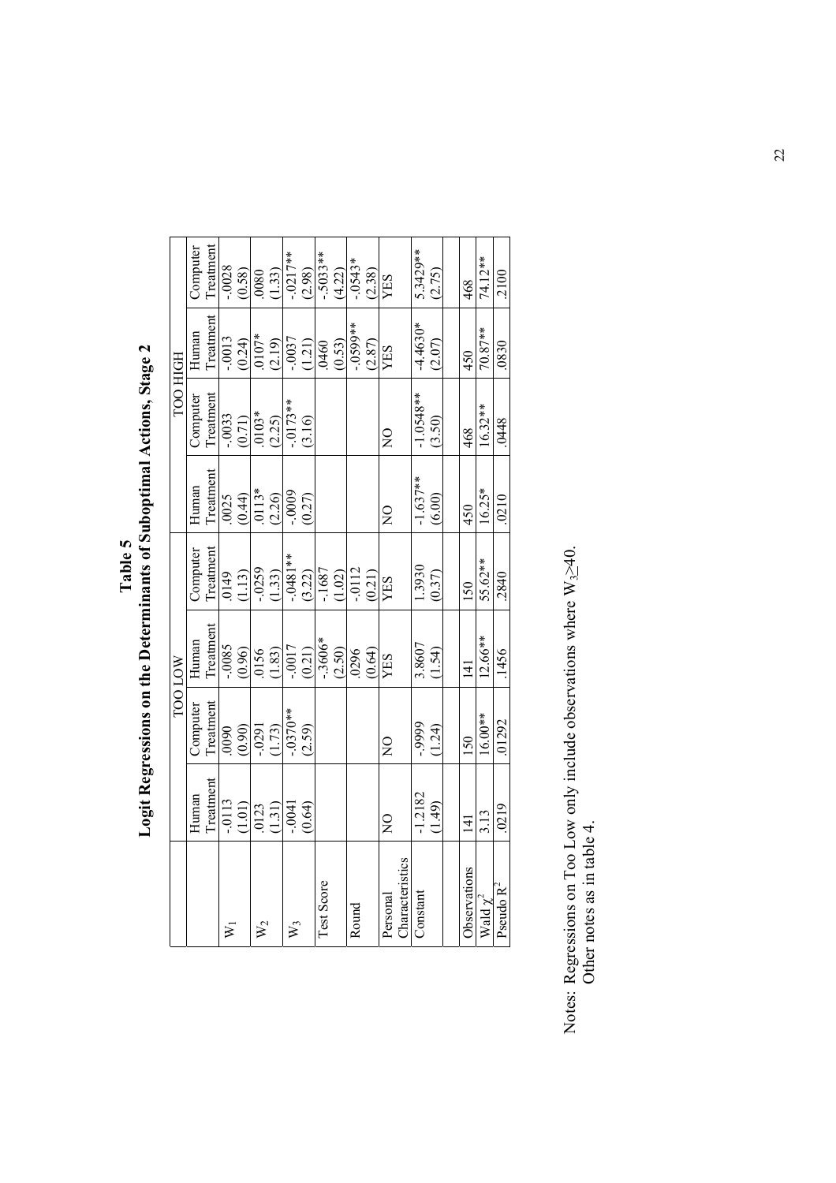# Table 5

## Logit Regressions on the Determinants of Suboptimal Actions, Stage 2

| | TOO LOW | | | | TOO HIGH | | | |
|---|---|---|---|---|---|---|---|---|
| | Human Treatment | Computer Treatment | Human Treatment | Computer Treatment | Human Treatment | Computer Treatment | Human Treatment | Computer Treatment |
| $W_1$ | -.0113 (1.01) | .0090 (0.90) | -.0085 (0.96) | .0149 (1.13) | .0025 (0.44) | -.0033 (0.71) | -.0013 (0.24) | -.0028 (0.58) |
| $W_2$ | .0123 (1.31) | -.0291 (1.73) | .0156 (1.83) | -.0259 (1.33) | .0113* (2.26) | .0103* (2.25) | .0107* (2.19) | .0080 (1.33) |
| $W_3$ | -.0041 (0.64) | -.0370** (2.59) | -.0017 (0.21) | -.0481** (3.22) | -.0009 (0.27) | -.0173** (3.16) | -.0037 (1.21) | -.0217** (2.98) |
| Test Score | | | -.3606* (2.50) | -.1687 (1.02) | | | .0460 (0.53) | -.5033** (4.22) |
| Round | | | .0296 (0.64) | -.0112 (0.21) | | | -.0599** (2.87) | -.0543* (2.38) |
| Personal Characteristics | NO | NO | YES | YES | NO | NO | YES | YES |
| Constant | -1.2182 (1.49) | -.9999 (1.24) | 3.8607 (1.54) | 1.3930 (0.37) | -1.637** (6.00) | -1.0548** (3.50) | -4.4630* (2.07) | 5.3429** (2.75) |
| | | | | | | | | |
| Observations | 141 | 150 | 141 | 150 | 450 | 468 | 450 | 468 |
| Wald $\chi^2$ | 3.13 | 16.00** | 12.66** | 55.62** | 16.25* | 16.32** | 70.87** | 74.12** |
| Pseudo $R^2$ | .0219 | .01292 | .1456 | .2840 | .0210 | .0448 | .0830 | .2100 |

Notes: Regressions on Too Low only include observations where $W_3 \geq 40$.
Other notes as in table 4.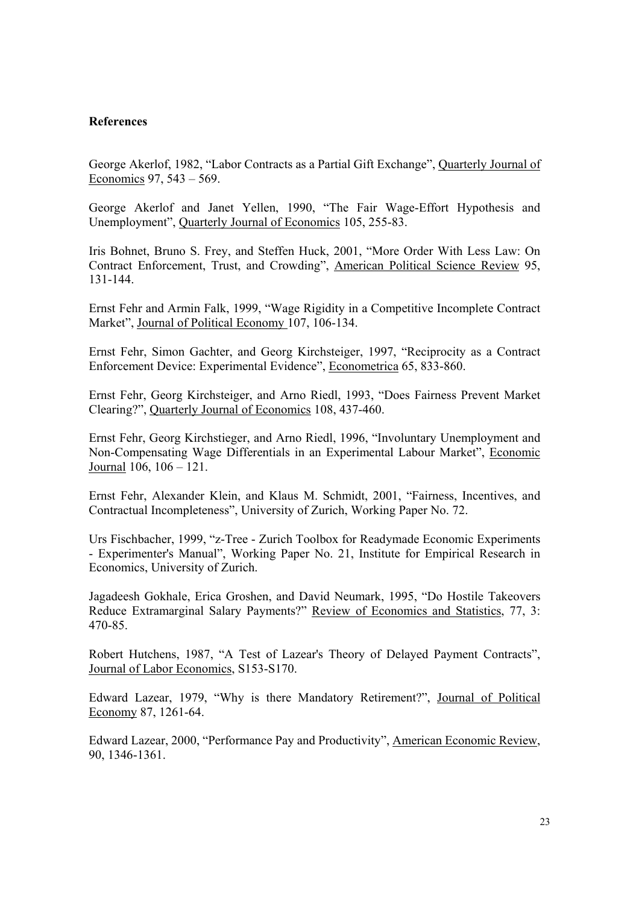**References**

George Akerlof, 1982, "Labor Contracts as a Partial Gift Exchange", Quarterly Journal of Economics 97, 543 – 569.

George Akerlof and Janet Yellen, 1990, "The Fair Wage-Effort Hypothesis and Unemployment", Quarterly Journal of Economics 105, 255-83.

Iris Bohnet, Bruno S. Frey, and Steffen Huck, 2001, "More Order With Less Law: On Contract Enforcement, Trust, and Crowding", American Political Science Review 95, 131-144.

Ernst Fehr and Armin Falk, 1999, "Wage Rigidity in a Competitive Incomplete Contract Market", Journal of Political Economy 107, 106-134.

Ernst Fehr, Simon Gachter, and Georg Kirchsteiger, 1997, "Reciprocity as a Contract Enforcement Device: Experimental Evidence", Econometrica 65, 833-860.

Ernst Fehr, Georg Kirchsteiger, and Arno Riedl, 1993, "Does Fairness Prevent Market Clearing?", Quarterly Journal of Economics 108, 437-460.

Ernst Fehr, Georg Kirchstieger, and Arno Riedl, 1996, "Involuntary Unemployment and Non-Compensating Wage Differentials in an Experimental Labour Market", Economic Journal 106, 106 – 121.

Ernst Fehr, Alexander Klein, and Klaus M. Schmidt, 2001, "Fairness, Incentives, and Contractual Incompleteness", University of Zurich, Working Paper No. 72.

Urs Fischbacher, 1999, "z-Tree - Zurich Toolbox for Readymade Economic Experiments - Experimenter's Manual", Working Paper No. 21, Institute for Empirical Research in Economics, University of Zurich.

Jagadeesh Gokhale, Erica Groshen, and David Neumark, 1995, "Do Hostile Takeovers Reduce Extramarginal Salary Payments?" Review of Economics and Statistics, 77, 3: 470-85.

Robert Hutchens, 1987, "A Test of Lazear's Theory of Delayed Payment Contracts", Journal of Labor Economics, S153-S170.

Edward Lazear, 1979, "Why is there Mandatory Retirement?", Journal of Political Economy 87, 1261-64.

Edward Lazear, 2000, "Performance Pay and Productivity", American Economic Review, 90, 1346-1361.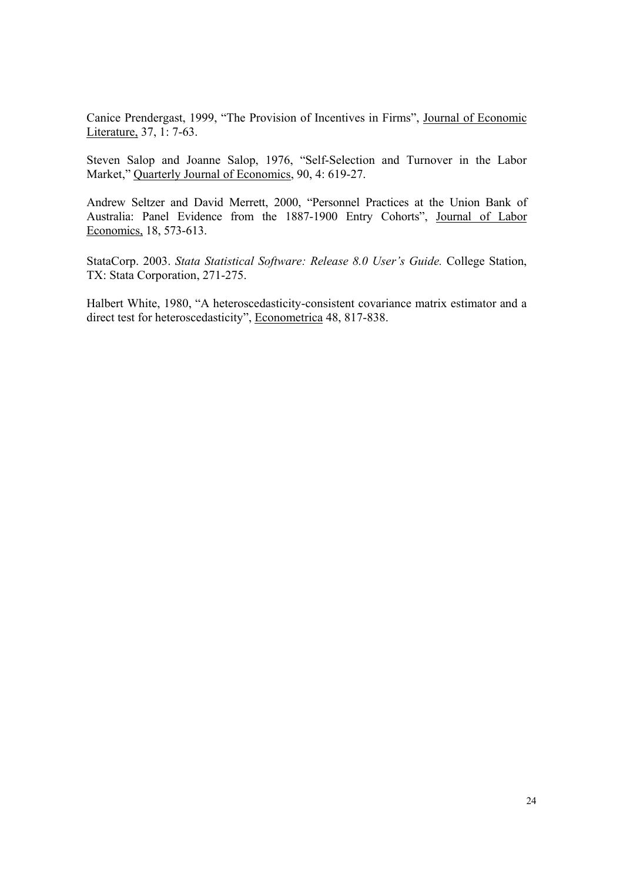Canice Prendergast, 1999, "The Provision of Incentives in Firms", Journal of Economic Literature, 37, 1: 7-63.

Steven Salop and Joanne Salop, 1976, "Self-Selection and Turnover in the Labor Market," Quarterly Journal of Economics, 90, 4: 619-27.

Andrew Seltzer and David Merrett, 2000, "Personnel Practices at the Union Bank of Australia: Panel Evidence from the 1887-1900 Entry Cohorts", Journal of Labor Economics, 18, 573-613.

StataCorp. 2003. *Stata Statistical Software: Release 8.0 User's Guide.* College Station, TX: Stata Corporation, 271-275.

Halbert White, 1980, "A heteroscedasticity-consistent covariance matrix estimator and a direct test for heteroscedasticity", Econometrica 48, 817-838.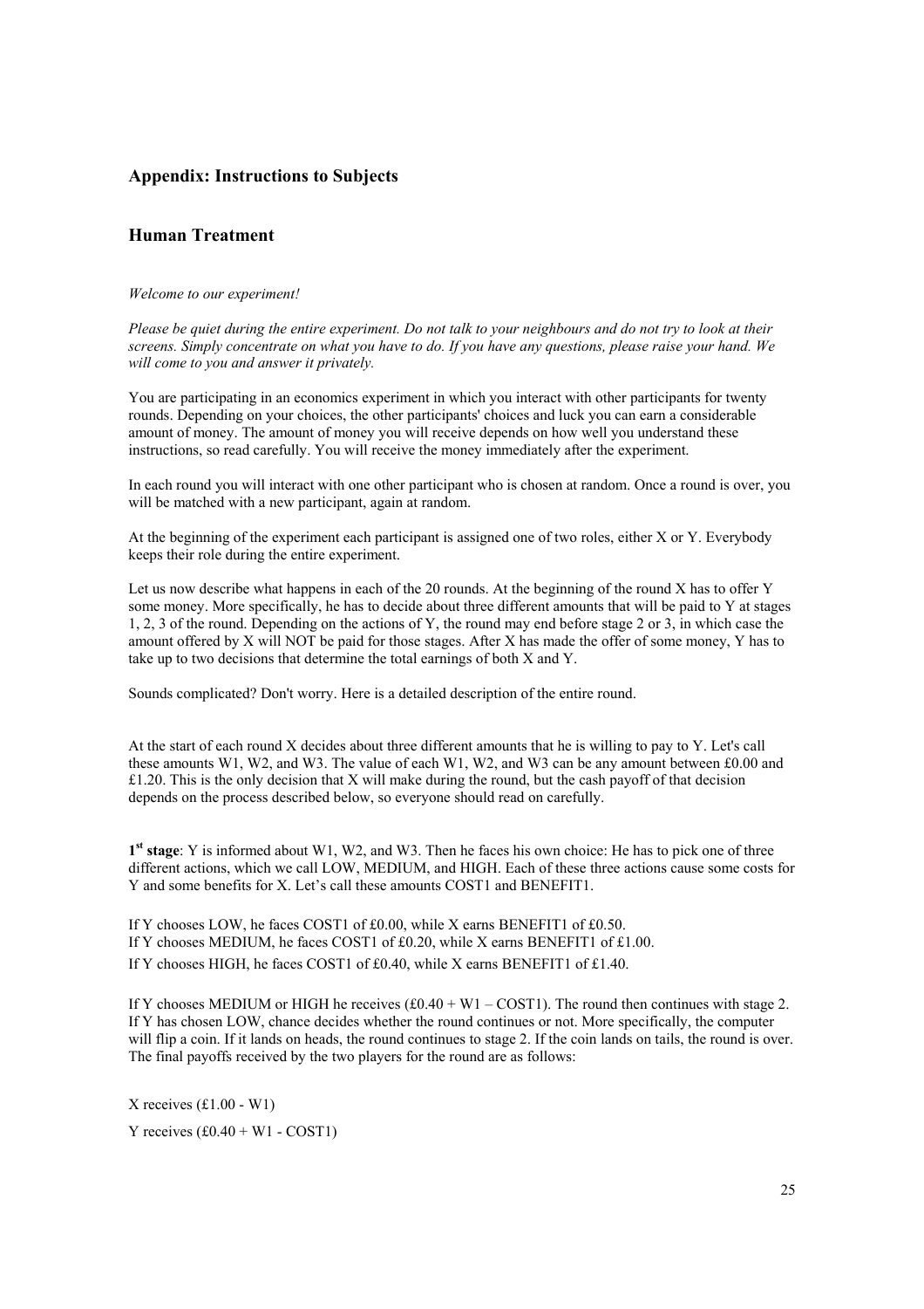## Appendix: Instructions to Subjects

### Human Treatment

*Welcome to our experiment!*

*Please be quiet during the entire experiment. Do not talk to your neighbours and do not try to look at their screens. Simply concentrate on what you have to do. If you have any questions, please raise your hand. We will come to you and answer it privately.*

You are participating in an economics experiment in which you interact with other participants for twenty rounds. Depending on your choices, the other participants' choices and luck you can earn a considerable amount of money. The amount of money you will receive depends on how well you understand these instructions, so read carefully. You will receive the money immediately after the experiment.

In each round you will interact with one other participant who is chosen at random. Once a round is over, you will be matched with a new participant, again at random.

At the beginning of the experiment each participant is assigned one of two roles, either X or Y. Everybody keeps their role during the entire experiment.

Let us now describe what happens in each of the 20 rounds. At the beginning of the round X has to offer Y some money. More specifically, he has to decide about three different amounts that will be paid to Y at stages 1, 2, 3 of the round. Depending on the actions of Y, the round may end before stage 2 or 3, in which case the amount offered by X will NOT be paid for those stages. After X has made the offer of some money, Y has to take up to two decisions that determine the total earnings of both X and Y.

Sounds complicated? Don't worry. Here is a detailed description of the entire round.

At the start of each round X decides about three different amounts that he is willing to pay to Y. Let's call these amounts W1, W2, and W3. The value of each W1, W2, and W3 can be any amount between £0.00 and £1.20. This is the only decision that X will make during the round, but the cash payoff of that decision depends on the process described below, so everyone should read on carefully.

**1st stage**: Y is informed about W1, W2, and W3. Then he faces his own choice: He has to pick one of three different actions, which we call LOW, MEDIUM, and HIGH. Each of these three actions cause some costs for Y and some benefits for X. Let's call these amounts COST1 and BENEFIT1.

If Y chooses LOW, he faces COST1 of £0.00, while X earns BENEFIT1 of £0.50.
If Y chooses MEDIUM, he faces COST1 of £0.20, while X earns BENEFIT1 of £1.00.
If Y chooses HIGH, he faces COST1 of £0.40, while X earns BENEFIT1 of £1.40.

If Y chooses MEDIUM or HIGH he receives (£0.40 + W1 – COST1). The round then continues with stage 2. If Y has chosen LOW, chance decides whether the round continues or not. More specifically, the computer will flip a coin. If it lands on heads, the round continues to stage 2. If the coin lands on tails, the round is over. The final payoffs received by the two players for the round are as follows:

X receives (£1.00 - W1)

Y receives (£0.40 + W1 - COST1)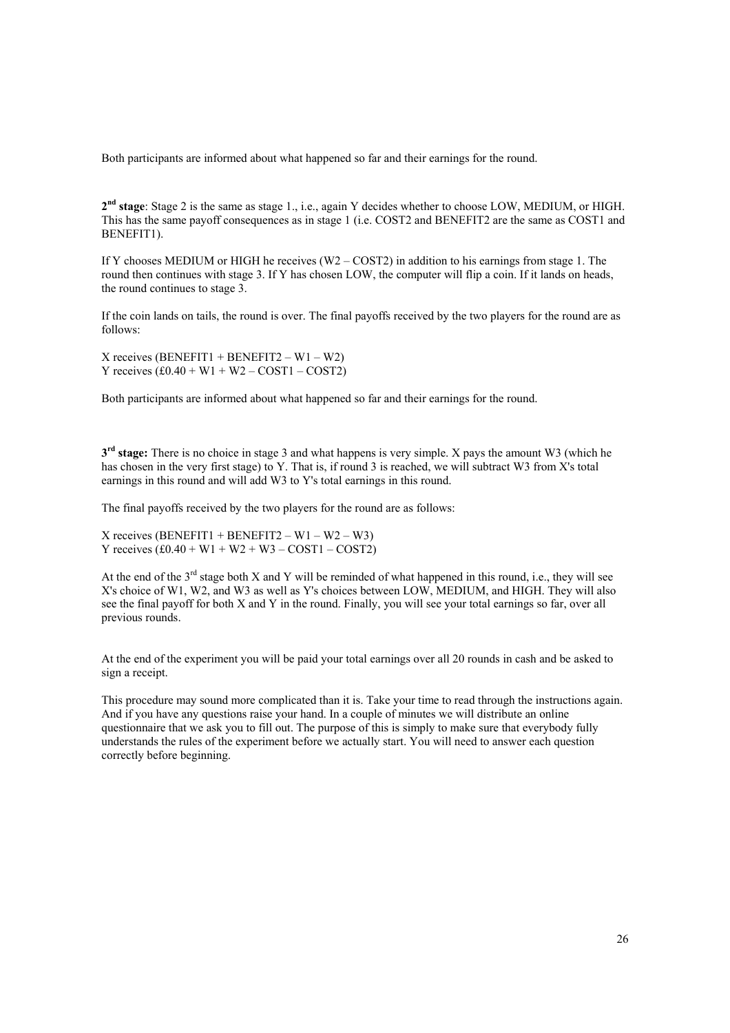Both participants are informed about what happened so far and their earnings for the round.

**2nd stage**: Stage 2 is the same as stage 1., i.e., again Y decides whether to choose LOW, MEDIUM, or HIGH. This has the same payoff consequences as in stage 1 (i.e. COST2 and BENEFIT2 are the same as COST1 and BENEFIT1).

If Y chooses MEDIUM or HIGH he receives (W2 – COST2) in addition to his earnings from stage 1. The round then continues with stage 3. If Y has chosen LOW, the computer will flip a coin. If it lands on heads, the round continues to stage 3.

If the coin lands on tails, the round is over. The final payoffs received by the two players for the round are as follows:

X receives (BENEFIT1 + BENEFIT2 – W1 – W2)
Y receives (£0.40 + W1 + W2 – COST1 – COST2)

Both participants are informed about what happened so far and their earnings for the round.

**3rd stage:** There is no choice in stage 3 and what happens is very simple. X pays the amount W3 (which he has chosen in the very first stage) to Y. That is, if round 3 is reached, we will subtract W3 from X's total earnings in this round and will add W3 to Y's total earnings in this round.

The final payoffs received by the two players for the round are as follows:

X receives (BENEFIT1 + BENEFIT2 – W1 – W2 – W3)
Y receives (£0.40 + W1 + W2 + W3 – COST1 – COST2)

At the end of the 3rd stage both X and Y will be reminded of what happened in this round, i.e., they will see X's choice of W1, W2, and W3 as well as Y's choices between LOW, MEDIUM, and HIGH. They will also see the final payoff for both X and Y in the round. Finally, you will see your total earnings so far, over all previous rounds.

At the end of the experiment you will be paid your total earnings over all 20 rounds in cash and be asked to sign a receipt.

This procedure may sound more complicated than it is. Take your time to read through the instructions again. And if you have any questions raise your hand. In a couple of minutes we will distribute an online questionnaire that we ask you to fill out. The purpose of this is simply to make sure that everybody fully understands the rules of the experiment before we actually start. You will need to answer each question correctly before beginning.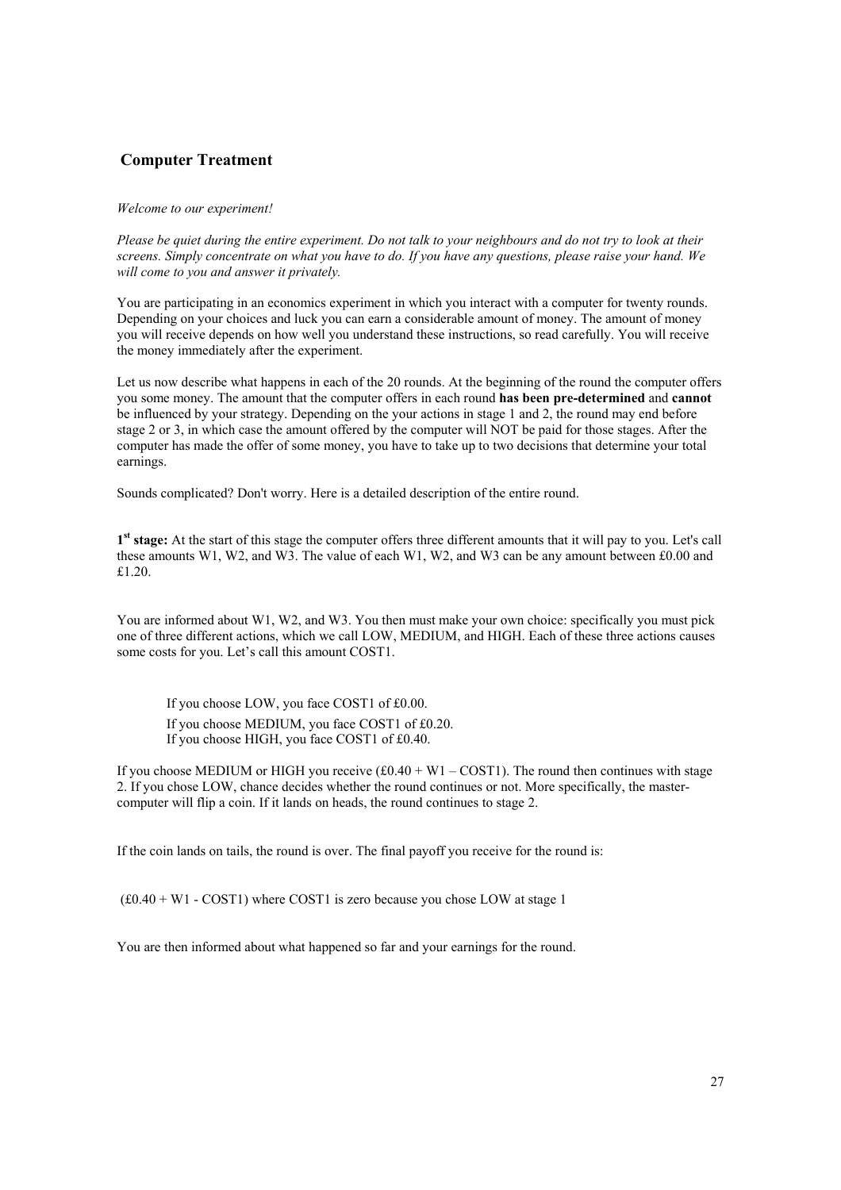## Computer Treatment

*Welcome to our experiment!*

*Please be quiet during the entire experiment. Do not talk to your neighbours and do not try to look at their screens. Simply concentrate on what you have to do. If you have any questions, please raise your hand. We will come to you and answer it privately.*

You are participating in an economics experiment in which you interact with a computer for twenty rounds. Depending on your choices and luck you can earn a considerable amount of money. The amount of money you will receive depends on how well you understand these instructions, so read carefully. You will receive the money immediately after the experiment.

Let us now describe what happens in each of the 20 rounds. At the beginning of the round the computer offers you some money. The amount that the computer offers in each round **has been pre-determined** and **cannot** be influenced by your strategy. Depending on the your actions in stage 1 and 2, the round may end before stage 2 or 3, in which case the amount offered by the computer will NOT be paid for those stages. After the computer has made the offer of some money, you have to take up to two decisions that determine your total earnings.

Sounds complicated? Don't worry. Here is a detailed description of the entire round.

**1st stage:** At the start of this stage the computer offers three different amounts that it will pay to you. Let's call these amounts W1, W2, and W3. The value of each W1, W2, and W3 can be any amount between £0.00 and £1.20.

You are informed about W1, W2, and W3. You then must make your own choice: specifically you must pick one of three different actions, which we call LOW, MEDIUM, and HIGH. Each of these three actions causes some costs for you. Let's call this amount COST1.

> If you choose LOW, you face COST1 of £0.00.
> If you choose MEDIUM, you face COST1 of £0.20.
> If you choose HIGH, you face COST1 of £0.40.

If you choose MEDIUM or HIGH you receive (£0.40 + W1 – COST1). The round then continues with stage 2. If you chose LOW, chance decides whether the round continues or not. More specifically, the master-computer will flip a coin. If it lands on heads, the round continues to stage 2.

If the coin lands on tails, the round is over. The final payoff you receive for the round is:

(£0.40 + W1 - COST1) where COST1 is zero because you chose LOW at stage 1

You are then informed about what happened so far and your earnings for the round.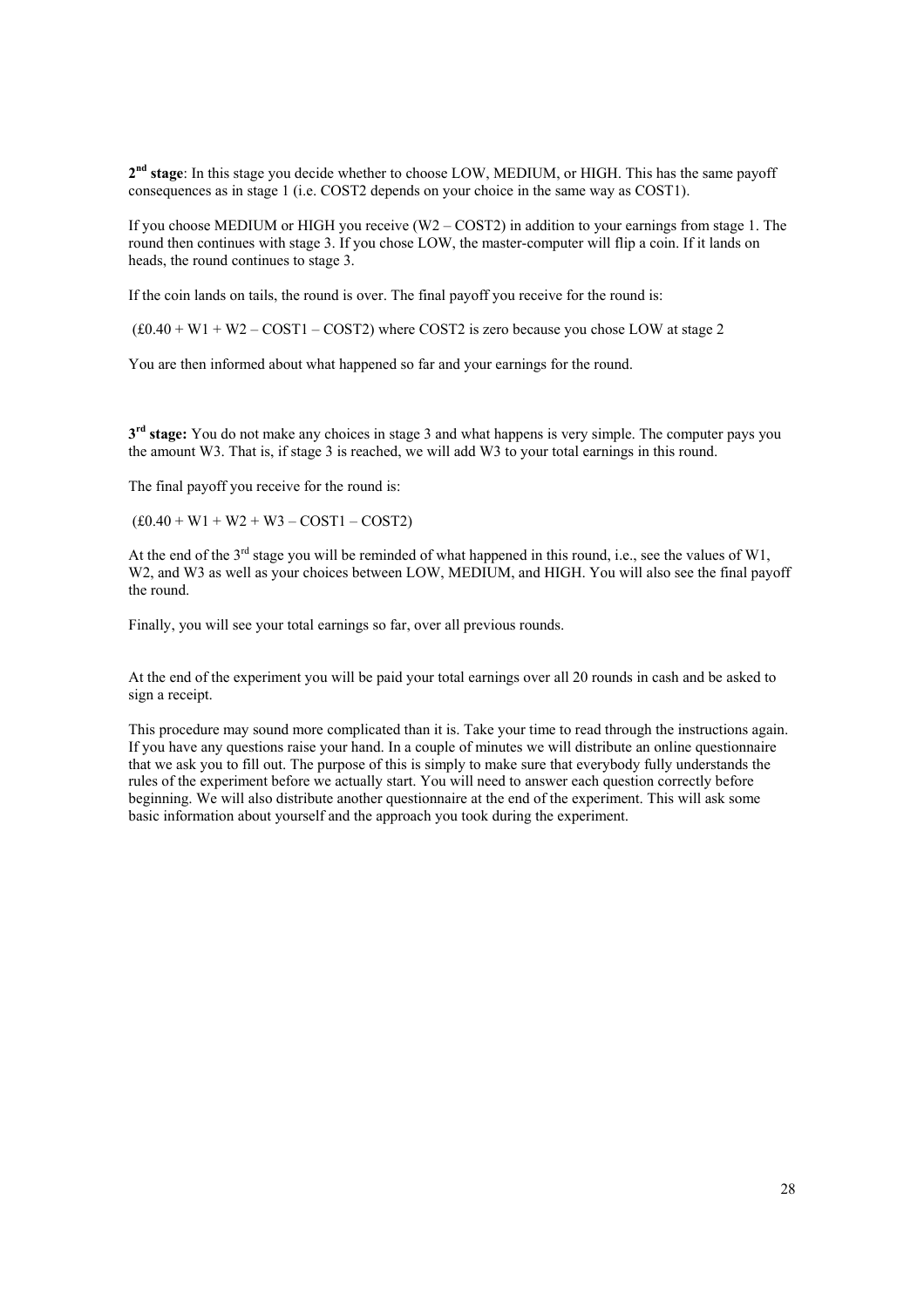**2nd stage**: In this stage you decide whether to choose LOW, MEDIUM, or HIGH. This has the same payoff consequences as in stage 1 (i.e. COST2 depends on your choice in the same way as COST1).

If you choose MEDIUM or HIGH you receive (W2 – COST2) in addition to your earnings from stage 1. The round then continues with stage 3. If you chose LOW, the master-computer will flip a coin. If it lands on heads, the round continues to stage 3.

If the coin lands on tails, the round is over. The final payoff you receive for the round is:

(£0.40 + W1 + W2 – COST1 – COST2) where COST2 is zero because you chose LOW at stage 2

You are then informed about what happened so far and your earnings for the round.

**3rd stage:** You do not make any choices in stage 3 and what happens is very simple. The computer pays you the amount W3. That is, if stage 3 is reached, we will add W3 to your total earnings in this round.

The final payoff you receive for the round is:

(£0.40 + W1 + W2 + W3 – COST1 – COST2)

At the end of the 3rd stage you will be reminded of what happened in this round, i.e., see the values of W1, W2, and W3 as well as your choices between LOW, MEDIUM, and HIGH. You will also see the final payoff the round.

Finally, you will see your total earnings so far, over all previous rounds.

At the end of the experiment you will be paid your total earnings over all 20 rounds in cash and be asked to sign a receipt.

This procedure may sound more complicated than it is. Take your time to read through the instructions again. If you have any questions raise your hand. In a couple of minutes we will distribute an online questionnaire that we ask you to fill out. The purpose of this is simply to make sure that everybody fully understands the rules of the experiment before we actually start. You will need to answer each question correctly before beginning. We will also distribute another questionnaire at the end of the experiment. This will ask some basic information about yourself and the approach you took during the experiment.